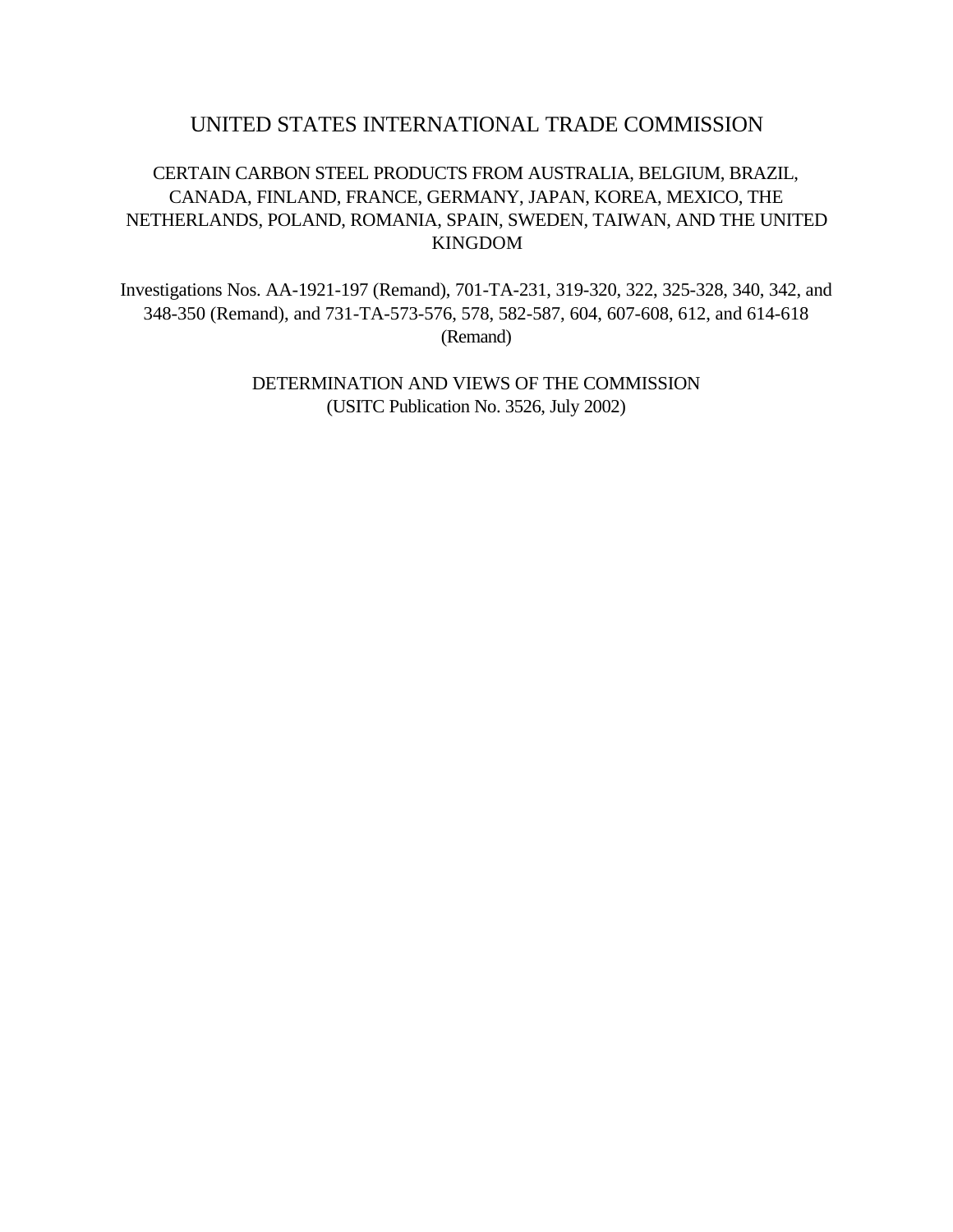# UNITED STATES INTERNATIONAL TRADE COMMISSION

## CERTAIN CARBON STEEL PRODUCTS FROM AUSTRALIA, BELGIUM, BRAZIL, CANADA, FINLAND, FRANCE, GERMANY, JAPAN, KOREA, MEXICO, THE NETHERLANDS, POLAND, ROMANIA, SPAIN, SWEDEN, TAIWAN, AND THE UNITED KINGDOM

Investigations Nos. AA-1921-197 (Remand), 701-TA-231, 319-320, 322, 325-328, 340, 342, and 348-350 (Remand), and 731-TA-573-576, 578, 582-587, 604, 607-608, 612, and 614-618 (Remand)

DETERMINATION AND VIEWS OF THE COMMISSION
(USITC Publication No. 3526, July 2002)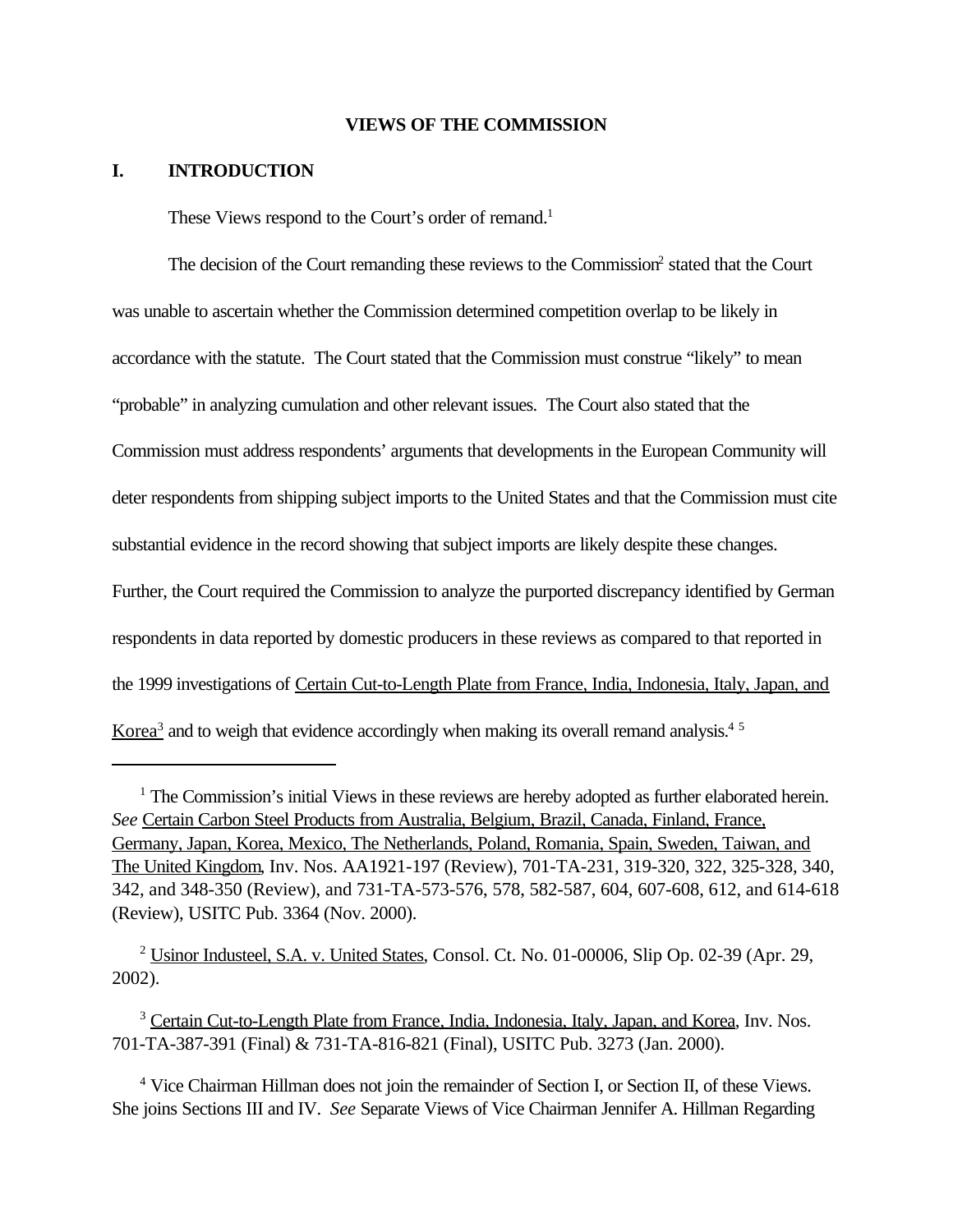## VIEWS OF THE COMMISSION

## I. INTRODUCTION

These Views respond to the Court's order of remand.[1]

The decision of the Court remanding these reviews to the Commission[2] stated that the Court was unable to ascertain whether the Commission determined competition overlap to be likely in accordance with the statute. The Court stated that the Commission must construe "likely" to mean "probable" in analyzing cumulation and other relevant issues. The Court also stated that the Commission must address respondents' arguments that developments in the European Community will deter respondents from shipping subject imports to the United States and that the Commission must cite substantial evidence in the record showing that subject imports are likely despite these changes. Further, the Court required the Commission to analyze the purported discrepancy identified by German respondents in data reported by domestic producers in these reviews as compared to that reported in the 1999 investigations of Certain Cut-to-Length Plate from France, India, Indonesia, Italy, Japan, and Korea[3] and to weigh that evidence accordingly when making its overall remand analysis.[4] [5]

---

[1] The Commission's initial Views in these reviews are hereby adopted as further elaborated herein. *See* Certain Carbon Steel Products from Australia, Belgium, Brazil, Canada, Finland, France, Germany, Japan, Korea, Mexico, The Netherlands, Poland, Romania, Spain, Sweden, Taiwan, and The United Kingdom, Inv. Nos. AA1921-197 (Review), 701-TA-231, 319-320, 322, 325-328, 340, 342, and 348-350 (Review), and 731-TA-573-576, 578, 582-587, 604, 607-608, 612, and 614-618 (Review), USITC Pub. 3364 (Nov. 2000).

[2] Usinor Industeel, S.A. v. United States, Consol. Ct. No. 01-00006, Slip Op. 02-39 (Apr. 29, 2002).

[3] Certain Cut-to-Length Plate from France, India, Indonesia, Italy, Japan, and Korea, Inv. Nos. 701-TA-387-391 (Final) & 731-TA-816-821 (Final), USITC Pub. 3273 (Jan. 2000).

[4] Vice Chairman Hillman does not join the remainder of Section I, or Section II, of these Views. She joins Sections III and IV. *See* Separate Views of Vice Chairman Jennifer A. Hillman Regarding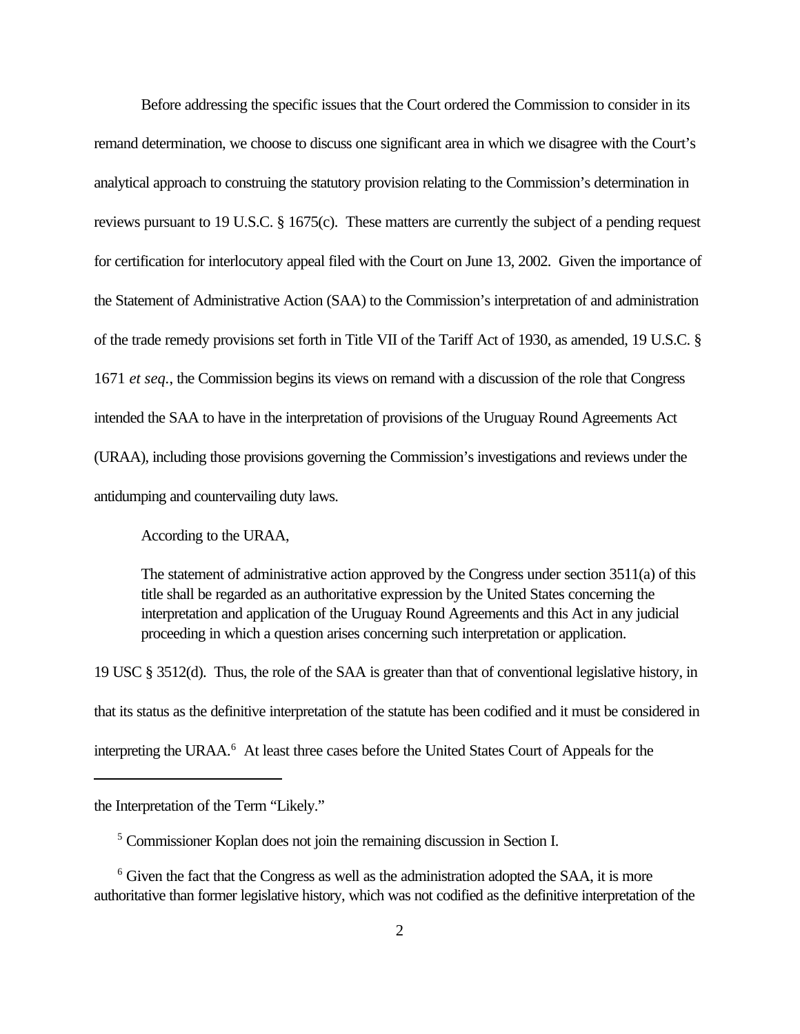Before addressing the specific issues that the Court ordered the Commission to consider in its remand determination, we choose to discuss one significant area in which we disagree with the Court's analytical approach to construing the statutory provision relating to the Commission's determination in reviews pursuant to 19 U.S.C. § 1675(c). These matters are currently the subject of a pending request for certification for interlocutory appeal filed with the Court on June 13, 2002. Given the importance of the Statement of Administrative Action (SAA) to the Commission's interpretation of and administration of the trade remedy provisions set forth in Title VII of the Tariff Act of 1930, as amended, 19 U.S.C. § 1671 *et seq.*, the Commission begins its views on remand with a discussion of the role that Congress intended the SAA to have in the interpretation of provisions of the Uruguay Round Agreements Act (URAA), including those provisions governing the Commission's investigations and reviews under the antidumping and countervailing duty laws.

According to the URAA,

> The statement of administrative action approved by the Congress under section 3511(a) of this title shall be regarded as an authoritative expression by the United States concerning the interpretation and application of the Uruguay Round Agreements and this Act in any judicial proceeding in which a question arises concerning such interpretation or application.

19 USC § 3512(d). Thus, the role of the SAA is greater than that of conventional legislative history, in that its status as the definitive interpretation of the statute has been codified and it must be considered in interpreting the URAA.[6] At least three cases before the United States Court of Appeals for the

---

the Interpretation of the Term "Likely."

[5] Commissioner Koplan does not join the remaining discussion in Section I.

[6] Given the fact that the Congress as well as the administration adopted the SAA, it is more authoritative than former legislative history, which was not codified as the definitive interpretation of the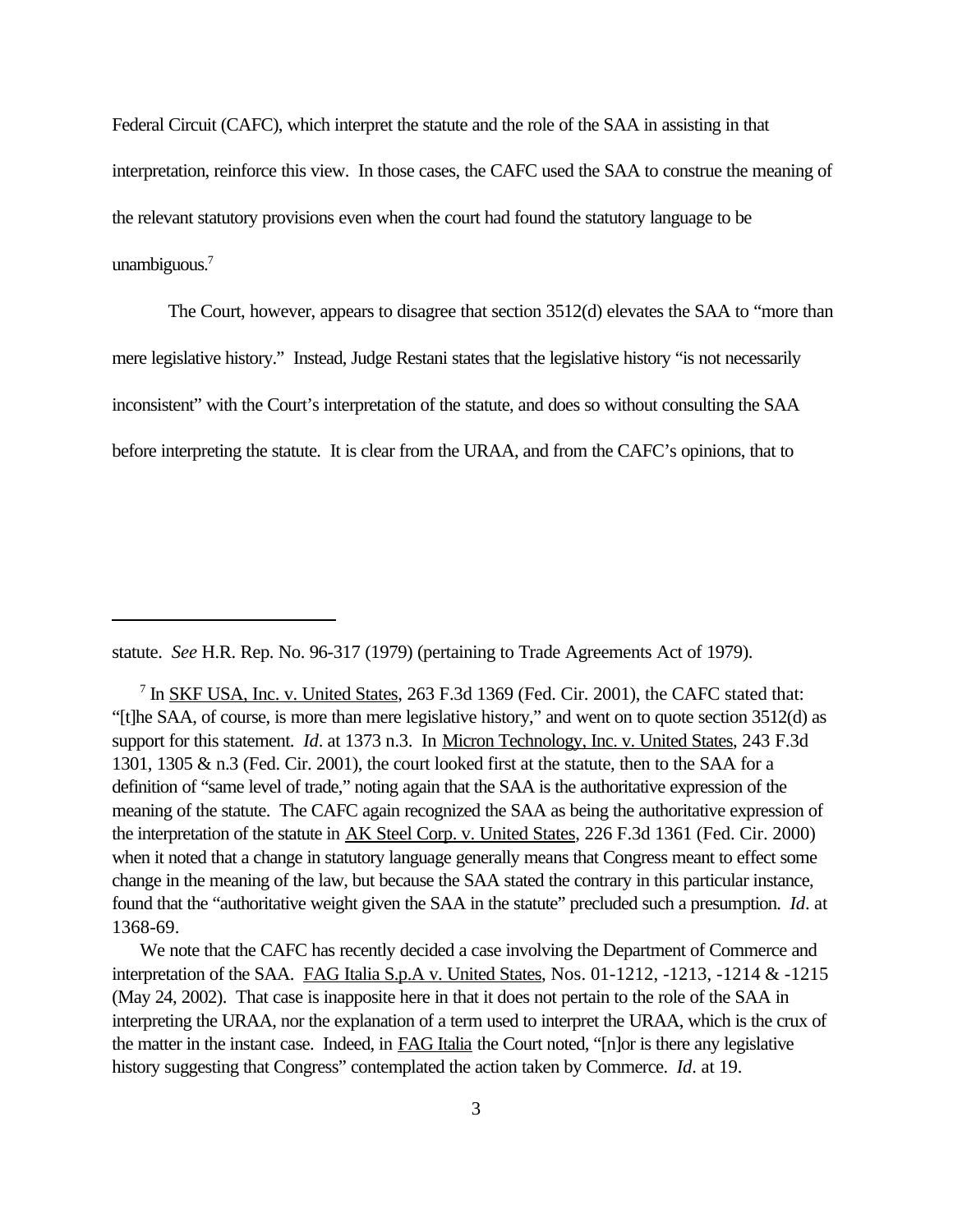Federal Circuit (CAFC), which interpret the statute and the role of the SAA in assisting in that interpretation, reinforce this view. In those cases, the CAFC used the SAA to construe the meaning of the relevant statutory provisions even when the court had found the statutory language to be unambiguous.[7]

The Court, however, appears to disagree that section 3512(d) elevates the SAA to "more than mere legislative history." Instead, Judge Restani states that the legislative history "is not necessarily inconsistent" with the Court's interpretation of the statute, and does so without consulting the SAA before interpreting the statute. It is clear from the URAA, and from the CAFC's opinions, that to

---

statute. *See* H.R. Rep. No. 96-317 (1979) (pertaining to Trade Agreements Act of 1979).

[7] In SKF USA, Inc. v. United States, 263 F.3d 1369 (Fed. Cir. 2001), the CAFC stated that: "[t]he SAA, of course, is more than mere legislative history," and went on to quote section 3512(d) as support for this statement. *Id*. at 1373 n.3. In Micron Technology, Inc. v. United States, 243 F.3d 1301, 1305 & n.3 (Fed. Cir. 2001), the court looked first at the statute, then to the SAA for a definition of "same level of trade," noting again that the SAA is the authoritative expression of the meaning of the statute. The CAFC again recognized the SAA as being the authoritative expression of the interpretation of the statute in AK Steel Corp. v. United States, 226 F.3d 1361 (Fed. Cir. 2000) when it noted that a change in statutory language generally means that Congress meant to effect some change in the meaning of the law, but because the SAA stated the contrary in this particular instance, found that the "authoritative weight given the SAA in the statute" precluded such a presumption. *Id*. at 1368-69.

We note that the CAFC has recently decided a case involving the Department of Commerce and interpretation of the SAA. FAG Italia S.p.A v. United States, Nos. 01-1212, -1213, -1214 & -1215 (May 24, 2002). That case is inapposite here in that it does not pertain to the role of the SAA in interpreting the URAA, nor the explanation of a term used to interpret the URAA, which is the crux of the matter in the instant case. Indeed, in FAG Italia the Court noted, "[n]or is there any legislative history suggesting that Congress" contemplated the action taken by Commerce. *Id*. at 19.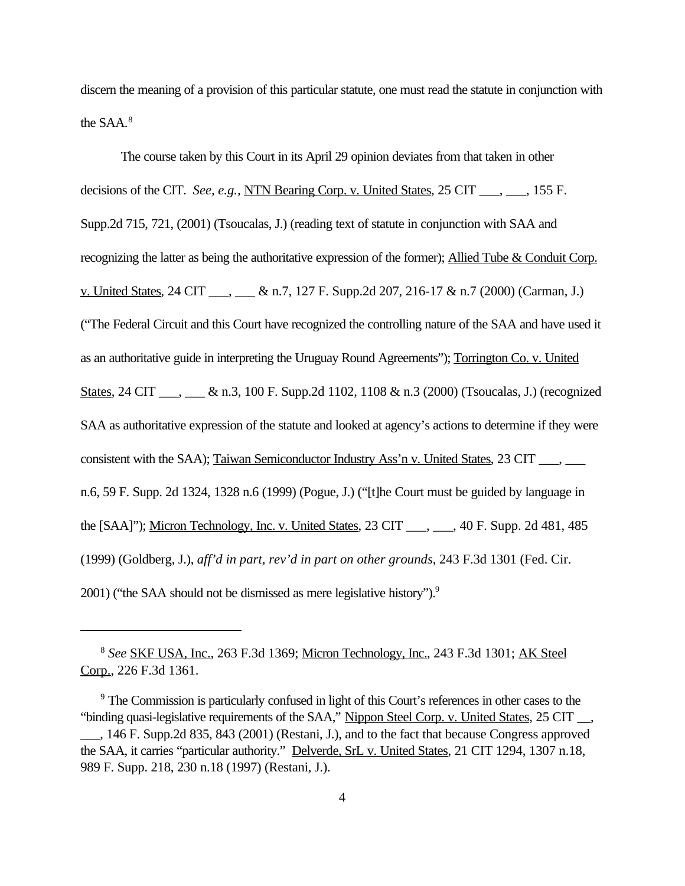discern the meaning of a provision of this particular statute, one must read the statute in conjunction with the SAA.[8]

The course taken by this Court in its April 29 opinion deviates from that taken in other decisions of the CIT. *See, e.g.*, NTN Bearing Corp. v. United States, 25 CIT ___, ___, 155 F. Supp.2d 715, 721, (2001) (Tsoucalas, J.) (reading text of statute in conjunction with SAA and recognizing the latter as being the authoritative expression of the former); Allied Tube & Conduit Corp. v. United States, 24 CIT ___, ___ & n.7, 127 F. Supp.2d 207, 216-17 & n.7 (2000) (Carman, J.) ("The Federal Circuit and this Court have recognized the controlling nature of the SAA and have used it as an authoritative guide in interpreting the Uruguay Round Agreements"); Torrington Co. v. United States, 24 CIT ___, ___ & n.3, 100 F. Supp.2d 1102, 1108 & n.3 (2000) (Tsoucalas, J.) (recognized SAA as authoritative expression of the statute and looked at agency's actions to determine if they were consistent with the SAA); Taiwan Semiconductor Industry Ass'n v. United States, 23 CIT ___, ___ n.6, 59 F. Supp. 2d 1324, 1328 n.6 (1999) (Pogue, J.) ("[t]he Court must be guided by language in the [SAA]"); Micron Technology, Inc. v. United States, 23 CIT ___, ___, 40 F. Supp. 2d 481, 485 (1999) (Goldberg, J.), *aff'd in part, rev'd in part on other grounds*, 243 F.3d 1301 (Fed. Cir. 2001) ("the SAA should not be dismissed as mere legislative history").[9]

---

[8] *See* SKF USA, Inc., 263 F.3d 1369; Micron Technology, Inc., 243 F.3d 1301; AK Steel Corp., 226 F.3d 1361.

[9] The Commission is particularly confused in light of this Court's references in other cases to the "binding quasi-legislative requirements of the SAA," Nippon Steel Corp. v. United States, 25 CIT __, ___, 146 F. Supp.2d 835, 843 (2001) (Restani, J.), and to the fact that because Congress approved the SAA, it carries "particular authority." Delverde, SrL v. United States, 21 CIT 1294, 1307 n.18, 989 F. Supp. 218, 230 n.18 (1997) (Restani, J.).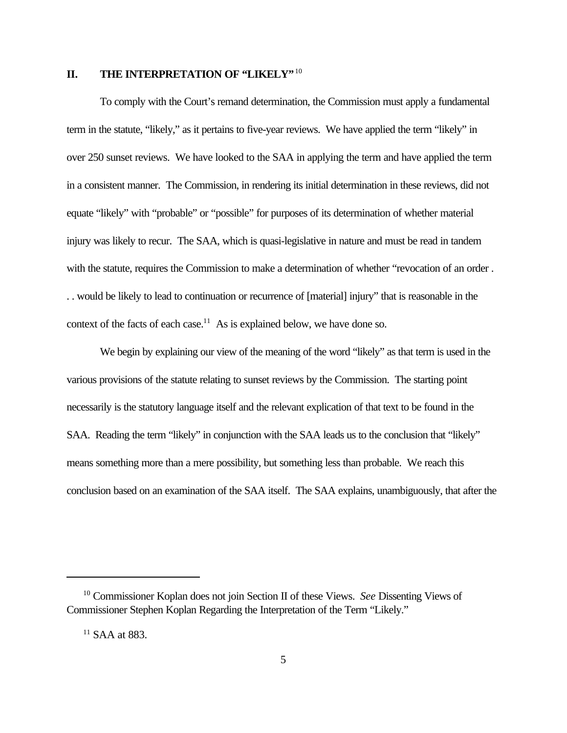## II. THE INTERPRETATION OF "LIKELY"[10]

To comply with the Court's remand determination, the Commission must apply a fundamental term in the statute, "likely," as it pertains to five-year reviews. We have applied the term "likely" in over 250 sunset reviews. We have looked to the SAA in applying the term and have applied the term in a consistent manner. The Commission, in rendering its initial determination in these reviews, did not equate "likely" with "probable" or "possible" for purposes of its determination of whether material injury was likely to recur. The SAA, which is quasi-legislative in nature and must be read in tandem with the statute, requires the Commission to make a determination of whether "revocation of an order . . . would be likely to lead to continuation or recurrence of [material] injury" that is reasonable in the context of the facts of each case.[11] As is explained below, we have done so.

We begin by explaining our view of the meaning of the word "likely" as that term is used in the various provisions of the statute relating to sunset reviews by the Commission. The starting point necessarily is the statutory language itself and the relevant explication of that text to be found in the SAA. Reading the term "likely" in conjunction with the SAA leads us to the conclusion that "likely" means something more than a mere possibility, but something less than probable. We reach this conclusion based on an examination of the SAA itself. The SAA explains, unambiguously, that after the

---

[10] Commissioner Koplan does not join Section II of these Views. *See* Dissenting Views of Commissioner Stephen Koplan Regarding the Interpretation of the Term "Likely."

[11] SAA at 883.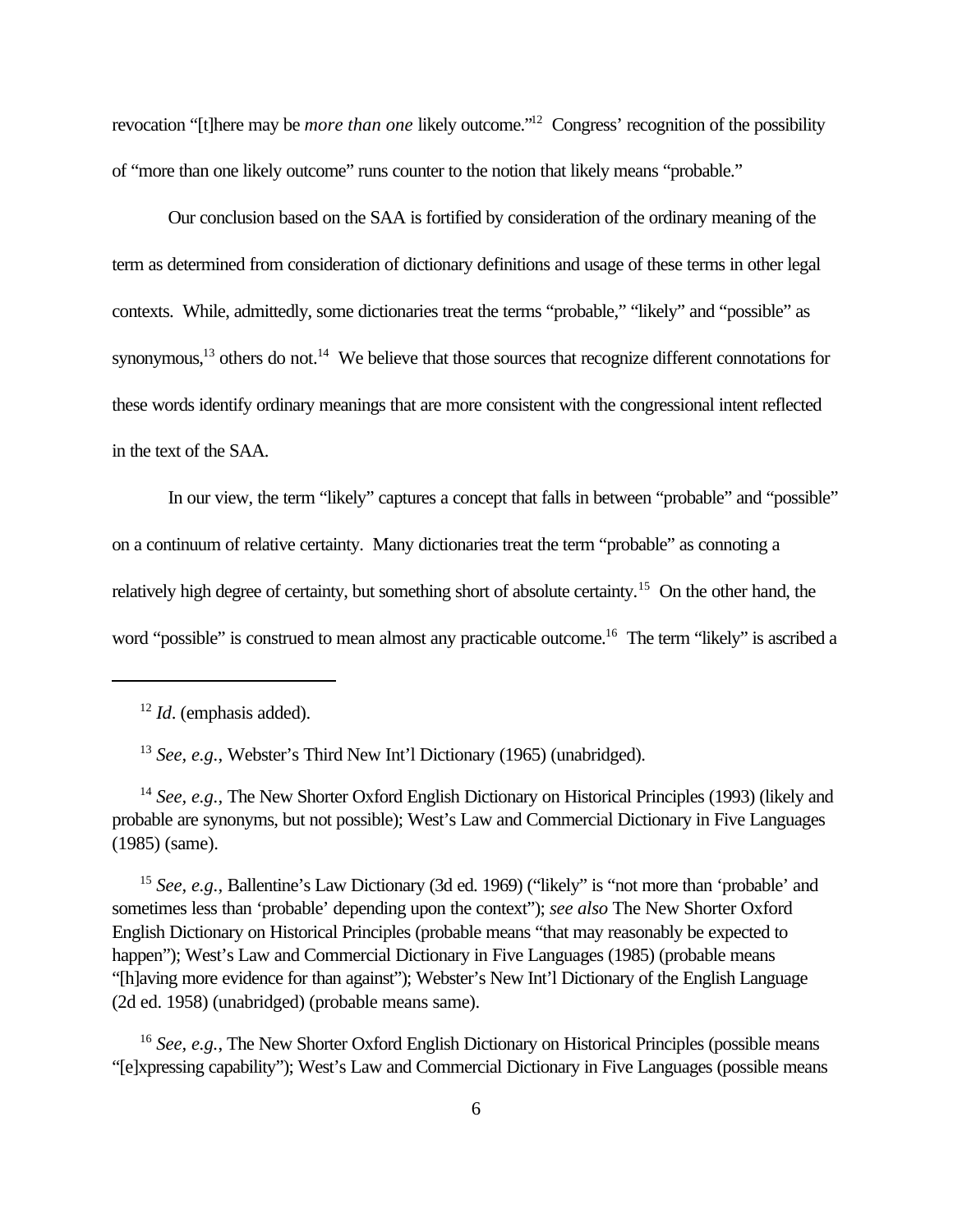revocation "[t]here may be *more than one* likely outcome."[12] Congress' recognition of the possibility of "more than one likely outcome" runs counter to the notion that likely means "probable."

Our conclusion based on the SAA is fortified by consideration of the ordinary meaning of the term as determined from consideration of dictionary definitions and usage of these terms in other legal contexts. While, admittedly, some dictionaries treat the terms "probable," "likely" and "possible" as synonymous,[13] others do not.[14] We believe that those sources that recognize different connotations for these words identify ordinary meanings that are more consistent with the congressional intent reflected in the text of the SAA.

In our view, the term "likely" captures a concept that falls in between "probable" and "possible" on a continuum of relative certainty. Many dictionaries treat the term "probable" as connoting a relatively high degree of certainty, but something short of absolute certainty.[15] On the other hand, the word "possible" is construed to mean almost any practicable outcome.[16] The term "likely" is ascribed a

---

[12] *Id*. (emphasis added).

[13] *See, e.g.*, Webster's Third New Int'l Dictionary (1965) (unabridged).

[14] *See, e.g.*, The New Shorter Oxford English Dictionary on Historical Principles (1993) (likely and probable are synonyms, but not possible); West's Law and Commercial Dictionary in Five Languages (1985) (same).

[15] *See, e.g.*, Ballentine's Law Dictionary (3d ed. 1969) ("likely" is "not more than 'probable' and sometimes less than 'probable' depending upon the context"); *see also* The New Shorter Oxford English Dictionary on Historical Principles (probable means "that may reasonably be expected to happen"); West's Law and Commercial Dictionary in Five Languages (1985) (probable means "[h]aving more evidence for than against"); Webster's New Int'l Dictionary of the English Language (2d ed. 1958) (unabridged) (probable means same).

[16] *See, e.g.*, The New Shorter Oxford English Dictionary on Historical Principles (possible means "[e]xpressing capability"); West's Law and Commercial Dictionary in Five Languages (possible means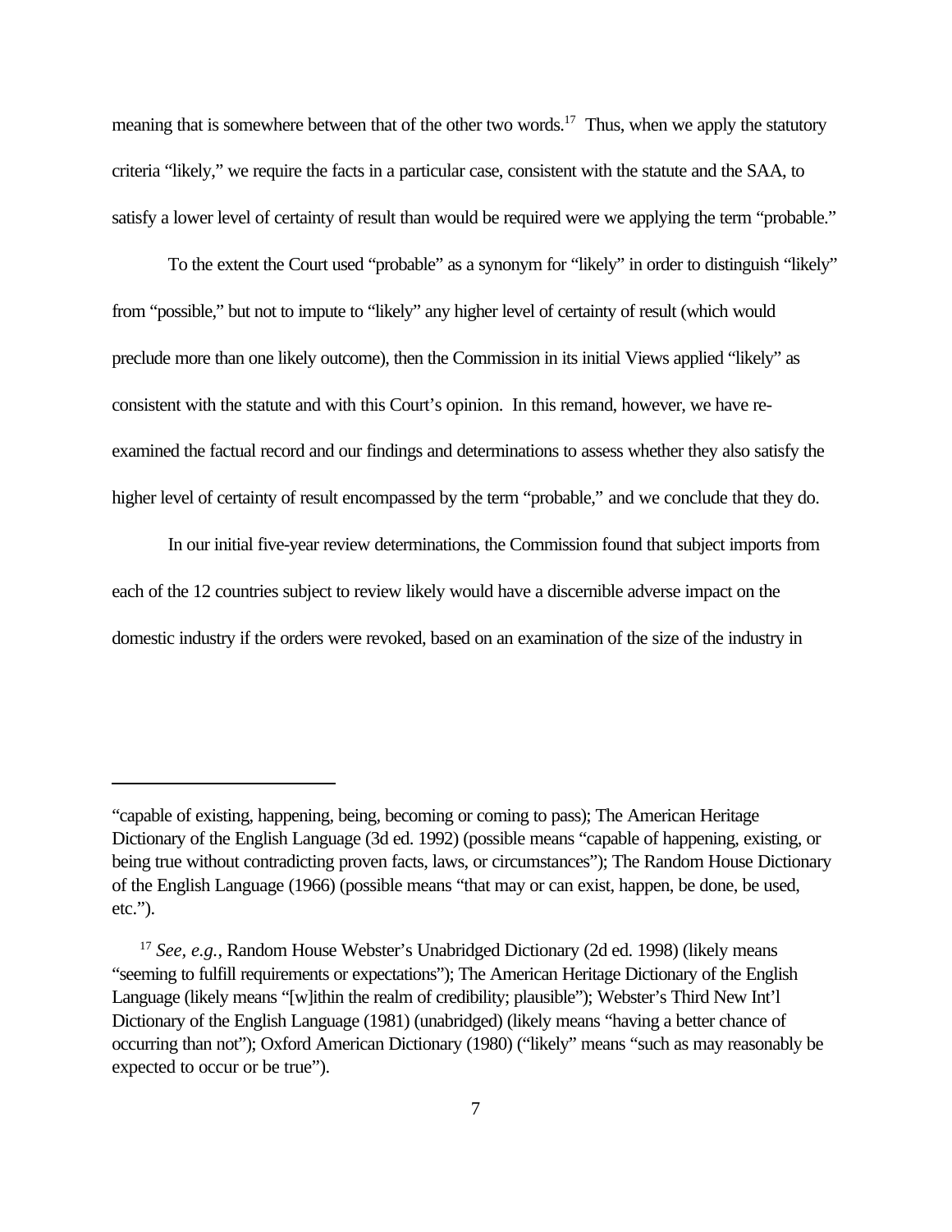meaning that is somewhere between that of the other two words.[17] Thus, when we apply the statutory criteria "likely," we require the facts in a particular case, consistent with the statute and the SAA, to satisfy a lower level of certainty of result than would be required were we applying the term "probable."

To the extent the Court used "probable" as a synonym for "likely" in order to distinguish "likely" from "possible," but not to impute to "likely" any higher level of certainty of result (which would preclude more than one likely outcome), then the Commission in its initial Views applied "likely" as consistent with the statute and with this Court's opinion. In this remand, however, we have re-examined the factual record and our findings and determinations to assess whether they also satisfy the higher level of certainty of result encompassed by the term "probable," and we conclude that they do.

In our initial five-year review determinations, the Commission found that subject imports from each of the 12 countries subject to review likely would have a discernible adverse impact on the domestic industry if the orders were revoked, based on an examination of the size of the industry in

---

"capable of existing, happening, being, becoming or coming to pass); The American Heritage Dictionary of the English Language (3d ed. 1992) (possible means "capable of happening, existing, or being true without contradicting proven facts, laws, or circumstances"); The Random House Dictionary of the English Language (1966) (possible means "that may or can exist, happen, be done, be used, etc.").

[17] *See, e.g.*, Random House Webster's Unabridged Dictionary (2d ed. 1998) (likely means "seeming to fulfill requirements or expectations"); The American Heritage Dictionary of the English Language (likely means "[w]ithin the realm of credibility; plausible"); Webster's Third New Int'l Dictionary of the English Language (1981) (unabridged) (likely means "having a better chance of occurring than not"); Oxford American Dictionary (1980) ("likely" means "such as may reasonably be expected to occur or be true").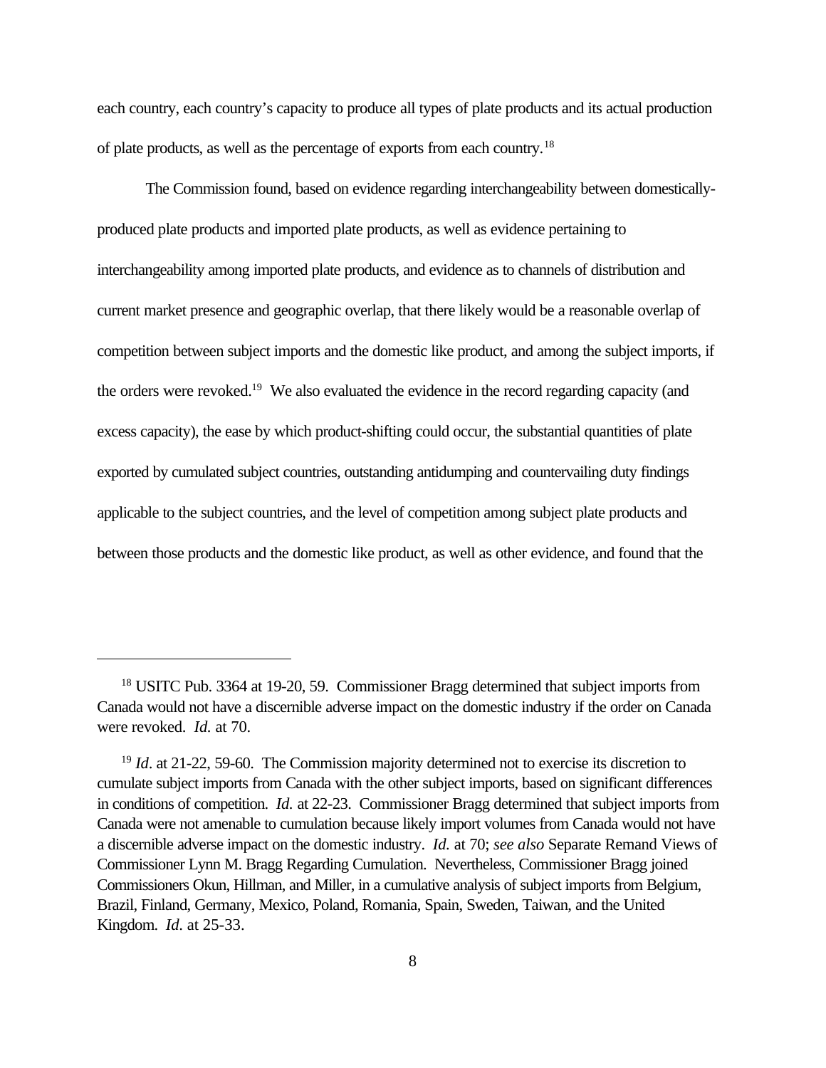each country, each country's capacity to produce all types of plate products and its actual production of plate products, as well as the percentage of exports from each country.[18]

The Commission found, based on evidence regarding interchangeability between domestically-produced plate products and imported plate products, as well as evidence pertaining to interchangeability among imported plate products, and evidence as to channels of distribution and current market presence and geographic overlap, that there likely would be a reasonable overlap of competition between subject imports and the domestic like product, and among the subject imports, if the orders were revoked.[19] We also evaluated the evidence in the record regarding capacity (and excess capacity), the ease by which product-shifting could occur, the substantial quantities of plate exported by cumulated subject countries, outstanding antidumping and countervailing duty findings applicable to the subject countries, and the level of competition among subject plate products and between those products and the domestic like product, as well as other evidence, and found that the

---

[18] USITC Pub. 3364 at 19-20, 59. Commissioner Bragg determined that subject imports from Canada would not have a discernible adverse impact on the domestic industry if the order on Canada were revoked. *Id.* at 70.

[19] *Id*. at 21-22, 59-60. The Commission majority determined not to exercise its discretion to cumulate subject imports from Canada with the other subject imports, based on significant differences in conditions of competition. *Id.* at 22-23. Commissioner Bragg determined that subject imports from Canada were not amenable to cumulation because likely import volumes from Canada would not have a discernible adverse impact on the domestic industry. *Id.* at 70; *see also* Separate Remand Views of Commissioner Lynn M. Bragg Regarding Cumulation. Nevertheless, Commissioner Bragg joined Commissioners Okun, Hillman, and Miller, in a cumulative analysis of subject imports from Belgium, Brazil, Finland, Germany, Mexico, Poland, Romania, Spain, Sweden, Taiwan, and the United Kingdom. *Id*. at 25-33.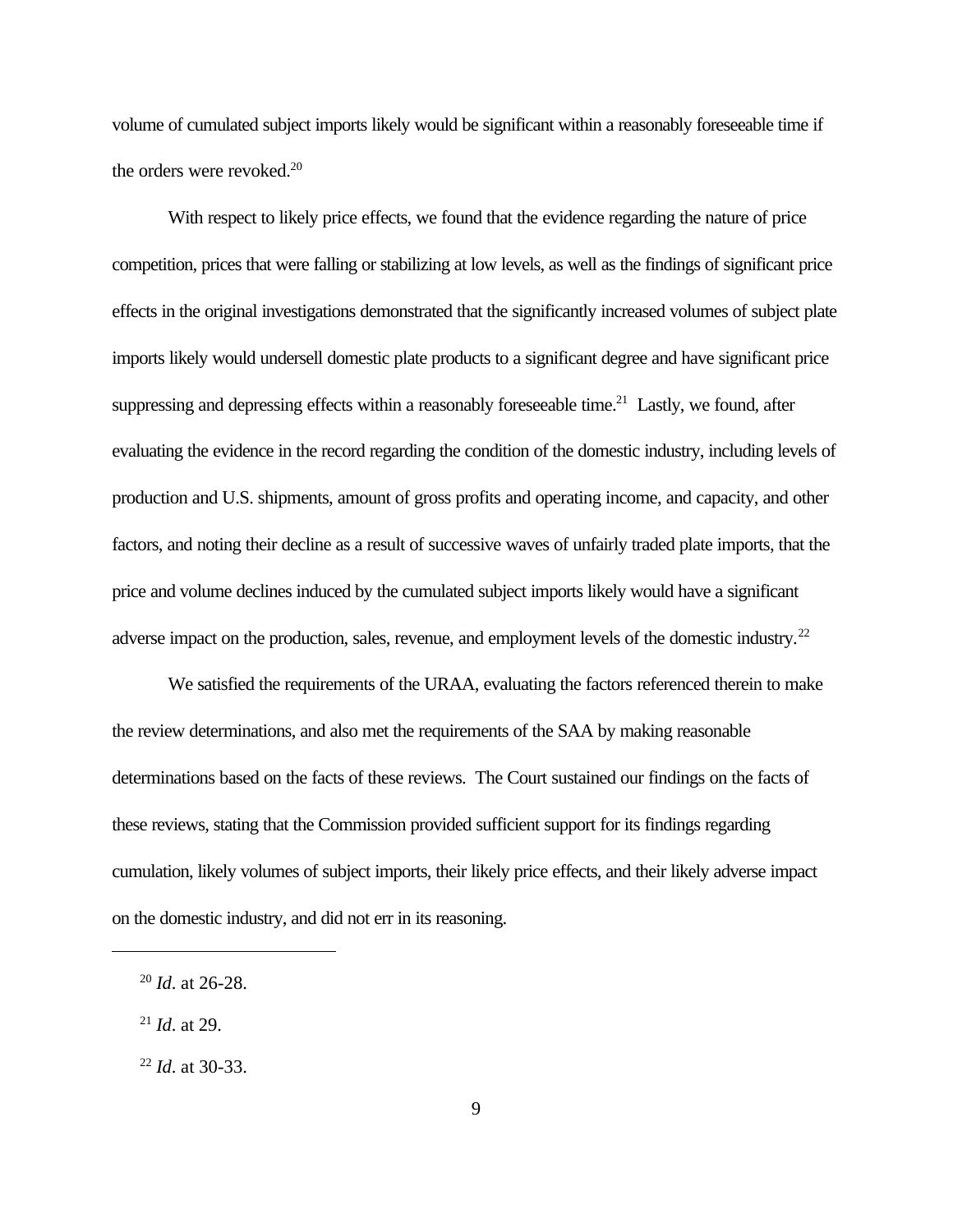volume of cumulated subject imports likely would be significant within a reasonably foreseeable time if the orders were revoked.[20]

With respect to likely price effects, we found that the evidence regarding the nature of price competition, prices that were falling or stabilizing at low levels, as well as the findings of significant price effects in the original investigations demonstrated that the significantly increased volumes of subject plate imports likely would undersell domestic plate products to a significant degree and have significant price suppressing and depressing effects within a reasonably foreseeable time.[21] Lastly, we found, after evaluating the evidence in the record regarding the condition of the domestic industry, including levels of production and U.S. shipments, amount of gross profits and operating income, and capacity, and other factors, and noting their decline as a result of successive waves of unfairly traded plate imports, that the price and volume declines induced by the cumulated subject imports likely would have a significant adverse impact on the production, sales, revenue, and employment levels of the domestic industry.[22]

We satisfied the requirements of the URAA, evaluating the factors referenced therein to make the review determinations, and also met the requirements of the SAA by making reasonable determinations based on the facts of these reviews. The Court sustained our findings on the facts of these reviews, stating that the Commission provided sufficient support for its findings regarding cumulation, likely volumes of subject imports, their likely price effects, and their likely adverse impact on the domestic industry, and did not err in its reasoning.

---

[20] *Id*. at 26-28.

[21] *Id*. at 29.

[22] *Id*. at 30-33.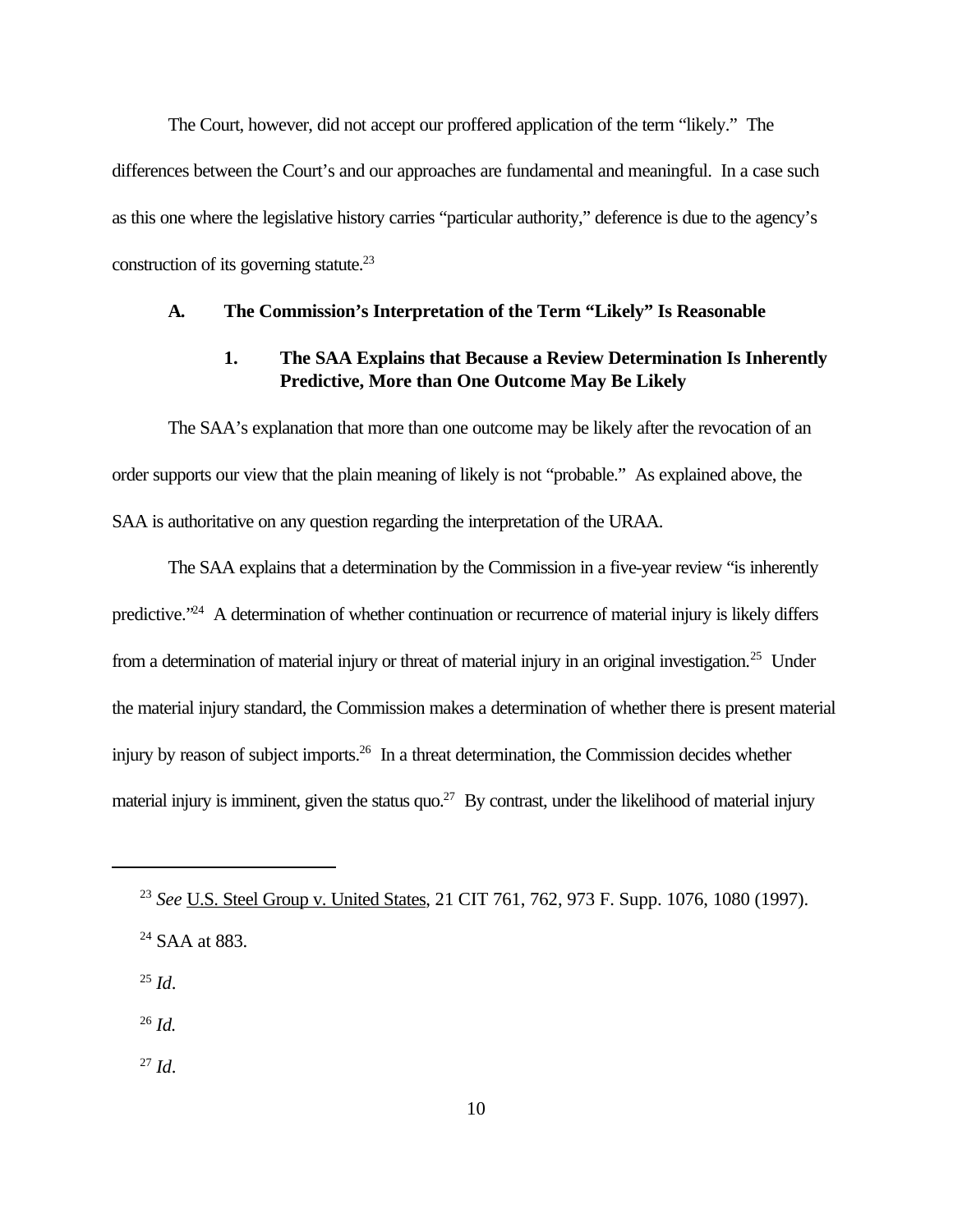The Court, however, did not accept our proffered application of the term "likely." The differences between the Court's and our approaches are fundamental and meaningful. In a case such as this one where the legislative history carries "particular authority," deference is due to the agency's construction of its governing statute.[23]

### A. The Commission's Interpretation of the Term "Likely" Is Reasonable

#### 1. The SAA Explains that Because a Review Determination Is Inherently Predictive, More than One Outcome May Be Likely

The SAA's explanation that more than one outcome may be likely after the revocation of an order supports our view that the plain meaning of likely is not "probable." As explained above, the SAA is authoritative on any question regarding the interpretation of the URAA.

The SAA explains that a determination by the Commission in a five-year review "is inherently predictive."[24] A determination of whether continuation or recurrence of material injury is likely differs from a determination of material injury or threat of material injury in an original investigation.[25] Under the material injury standard, the Commission makes a determination of whether there is present material injury by reason of subject imports.[26] In a threat determination, the Commission decides whether material injury is imminent, given the status quo.[27] By contrast, under the likelihood of material injury

---

[23] *See* U.S. Steel Group v. United States, 21 CIT 761, 762, 973 F. Supp. 1076, 1080 (1997).

[24] SAA at 883.

[25] *Id*.

[26] *Id.*

[27] *Id*.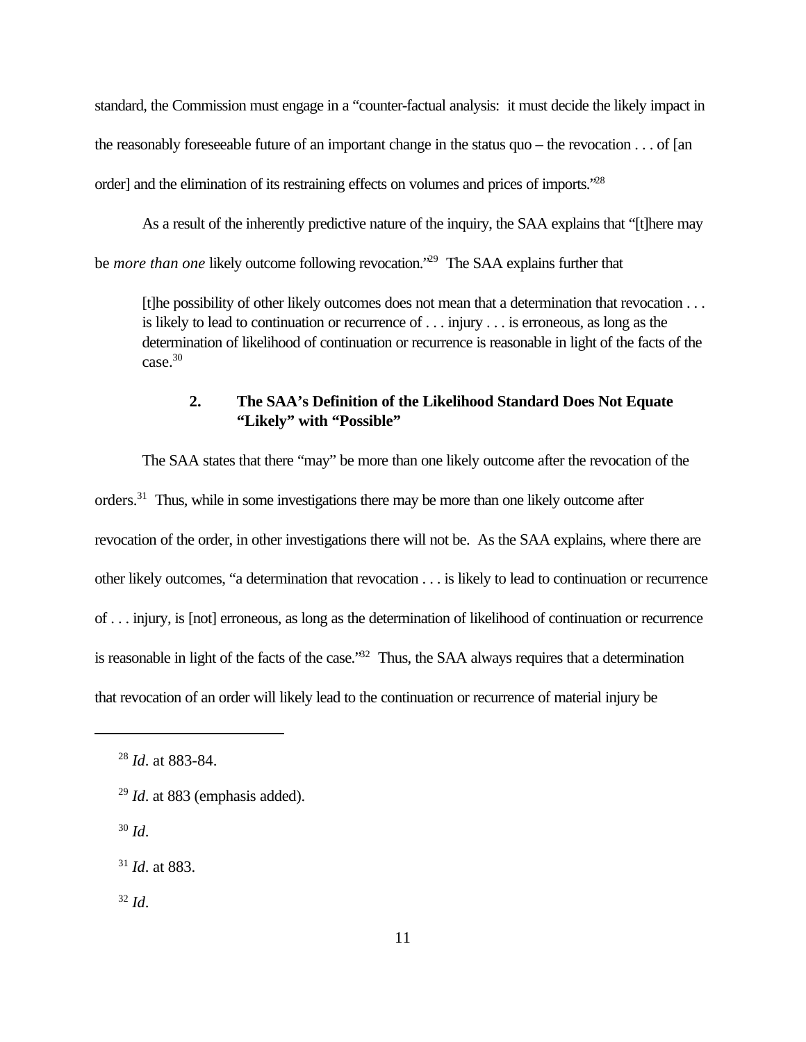standard, the Commission must engage in a "counter-factual analysis: it must decide the likely impact in the reasonably foreseeable future of an important change in the status quo – the revocation . . . of [an order] and the elimination of its restraining effects on volumes and prices of imports."[28]

As a result of the inherently predictive nature of the inquiry, the SAA explains that "[t]here may be *more than one* likely outcome following revocation."[29] The SAA explains further that

> [t]he possibility of other likely outcomes does not mean that a determination that revocation . . . is likely to lead to continuation or recurrence of . . . injury . . . is erroneous, as long as the determination of likelihood of continuation or recurrence is reasonable in light of the facts of the case.[30]

### 2. The SAA's Definition of the Likelihood Standard Does Not Equate "Likely" with "Possible"

The SAA states that there "may" be more than one likely outcome after the revocation of the orders.[31] Thus, while in some investigations there may be more than one likely outcome after revocation of the order, in other investigations there will not be. As the SAA explains, where there are other likely outcomes, "a determination that revocation . . . is likely to lead to continuation or recurrence of . . . injury, is [not] erroneous, as long as the determination of likelihood of continuation or recurrence is reasonable in light of the facts of the case."[32] Thus, the SAA always requires that a determination that revocation of an order will likely lead to the continuation or recurrence of material injury be

---

[28] *Id*. at 883-84.

[29] *Id*. at 883 (emphasis added).

[30] *Id*.

[31] *Id*. at 883.

[32] *Id*.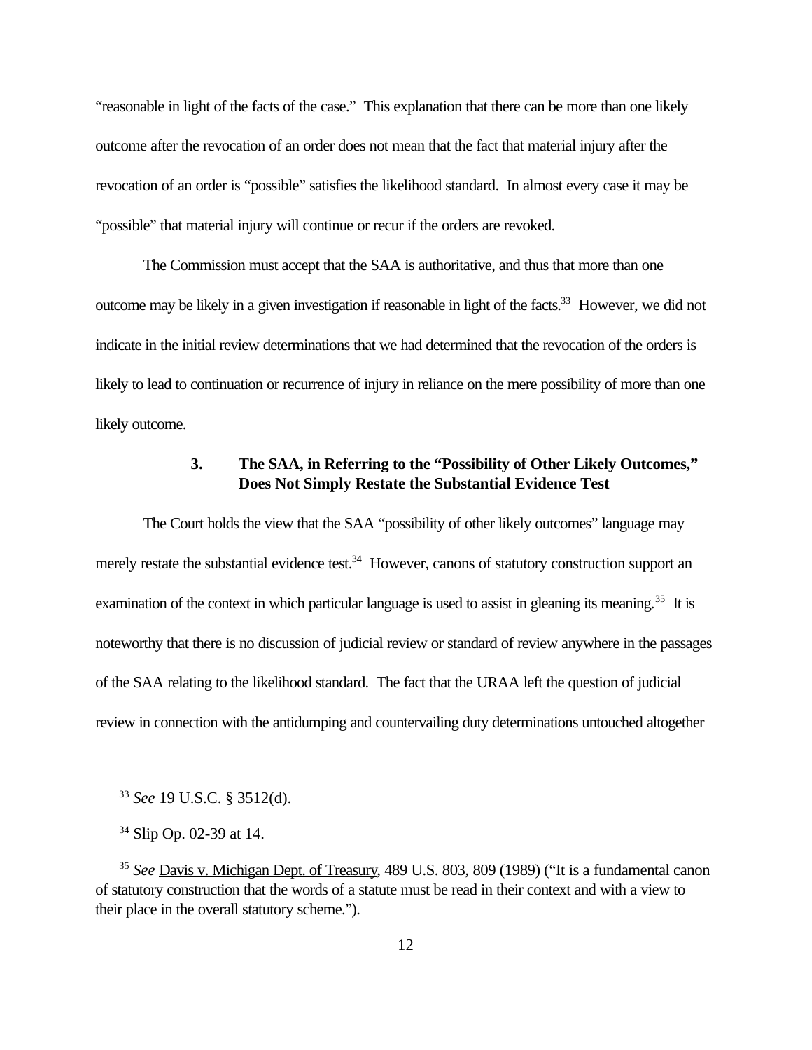"reasonable in light of the facts of the case." This explanation that there can be more than one likely outcome after the revocation of an order does not mean that the fact that material injury after the revocation of an order is "possible" satisfies the likelihood standard. In almost every case it may be "possible" that material injury will continue or recur if the orders are revoked.

The Commission must accept that the SAA is authoritative, and thus that more than one outcome may be likely in a given investigation if reasonable in light of the facts.[33] However, we did not indicate in the initial review determinations that we had determined that the revocation of the orders is likely to lead to continuation or recurrence of injury in reliance on the mere possibility of more than one likely outcome.

### 3. The SAA, in Referring to the "Possibility of Other Likely Outcomes," Does Not Simply Restate the Substantial Evidence Test

The Court holds the view that the SAA "possibility of other likely outcomes" language may merely restate the substantial evidence test.[34] However, canons of statutory construction support an examination of the context in which particular language is used to assist in gleaning its meaning.[35] It is noteworthy that there is no discussion of judicial review or standard of review anywhere in the passages of the SAA relating to the likelihood standard. The fact that the URAA left the question of judicial review in connection with the antidumping and countervailing duty determinations untouched altogether

---

[33] *See* 19 U.S.C. § 3512(d).

[34] Slip Op. 02-39 at 14.

[35] *See* Davis v. Michigan Dept. of Treasury, 489 U.S. 803, 809 (1989) ("It is a fundamental canon of statutory construction that the words of a statute must be read in their context and with a view to their place in the overall statutory scheme.").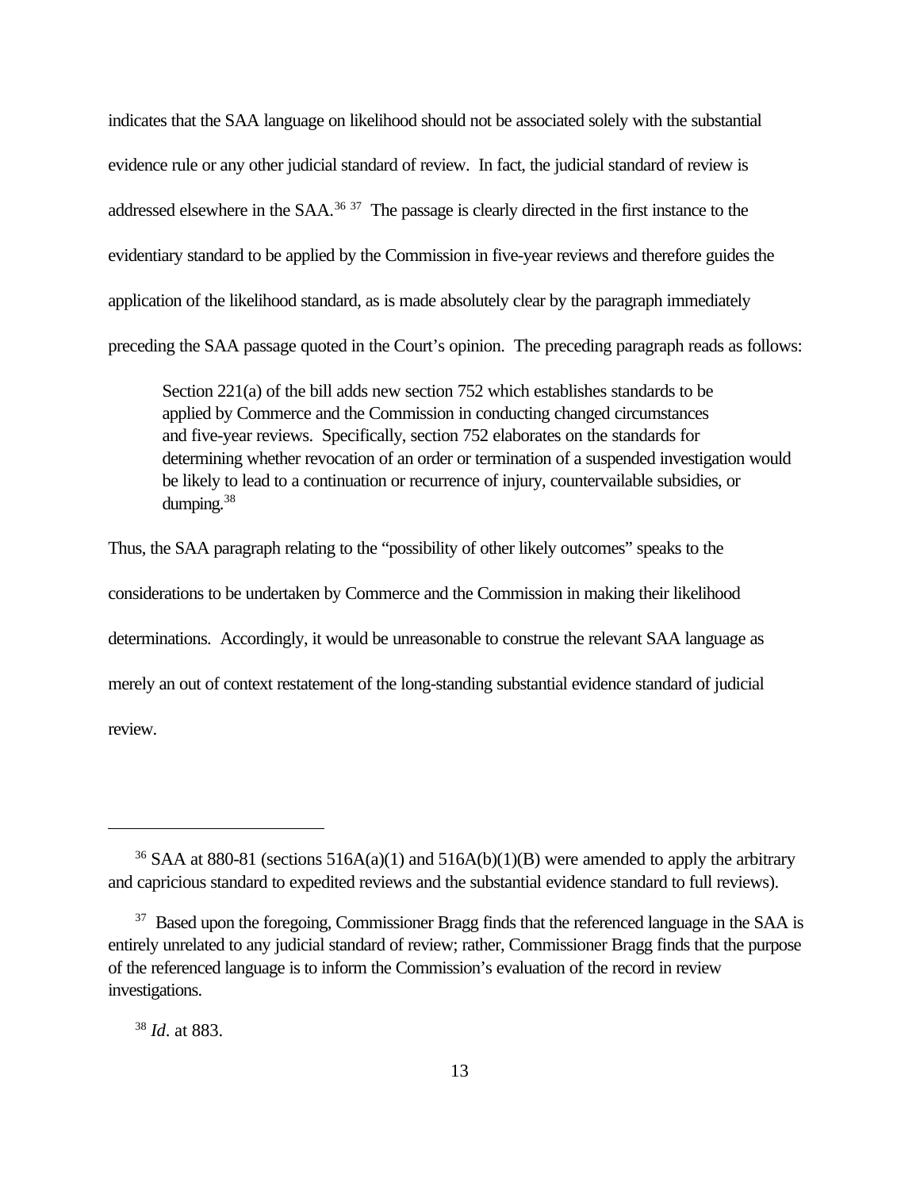indicates that the SAA language on likelihood should not be associated solely with the substantial evidence rule or any other judicial standard of review. In fact, the judicial standard of review is addressed elsewhere in the SAA.[36] [37] The passage is clearly directed in the first instance to the evidentiary standard to be applied by the Commission in five-year reviews and therefore guides the application of the likelihood standard, as is made absolutely clear by the paragraph immediately preceding the SAA passage quoted in the Court's opinion. The preceding paragraph reads as follows:

> Section 221(a) of the bill adds new section 752 which establishes standards to be applied by Commerce and the Commission in conducting changed circumstances and five-year reviews. Specifically, section 752 elaborates on the standards for determining whether revocation of an order or termination of a suspended investigation would be likely to lead to a continuation or recurrence of injury, countervailable subsidies, or dumping.[38]

Thus, the SAA paragraph relating to the "possibility of other likely outcomes" speaks to the considerations to be undertaken by Commerce and the Commission in making their likelihood determinations. Accordingly, it would be unreasonable to construe the relevant SAA language as merely an out of context restatement of the long-standing substantial evidence standard of judicial review.

---

[36] SAA at 880-81 (sections 516A(a)(1) and 516A(b)(1)(B) were amended to apply the arbitrary and capricious standard to expedited reviews and the substantial evidence standard to full reviews).

[37] Based upon the foregoing, Commissioner Bragg finds that the referenced language in the SAA is entirely unrelated to any judicial standard of review; rather, Commissioner Bragg finds that the purpose of the referenced language is to inform the Commission's evaluation of the record in review investigations.

[38] *Id*. at 883.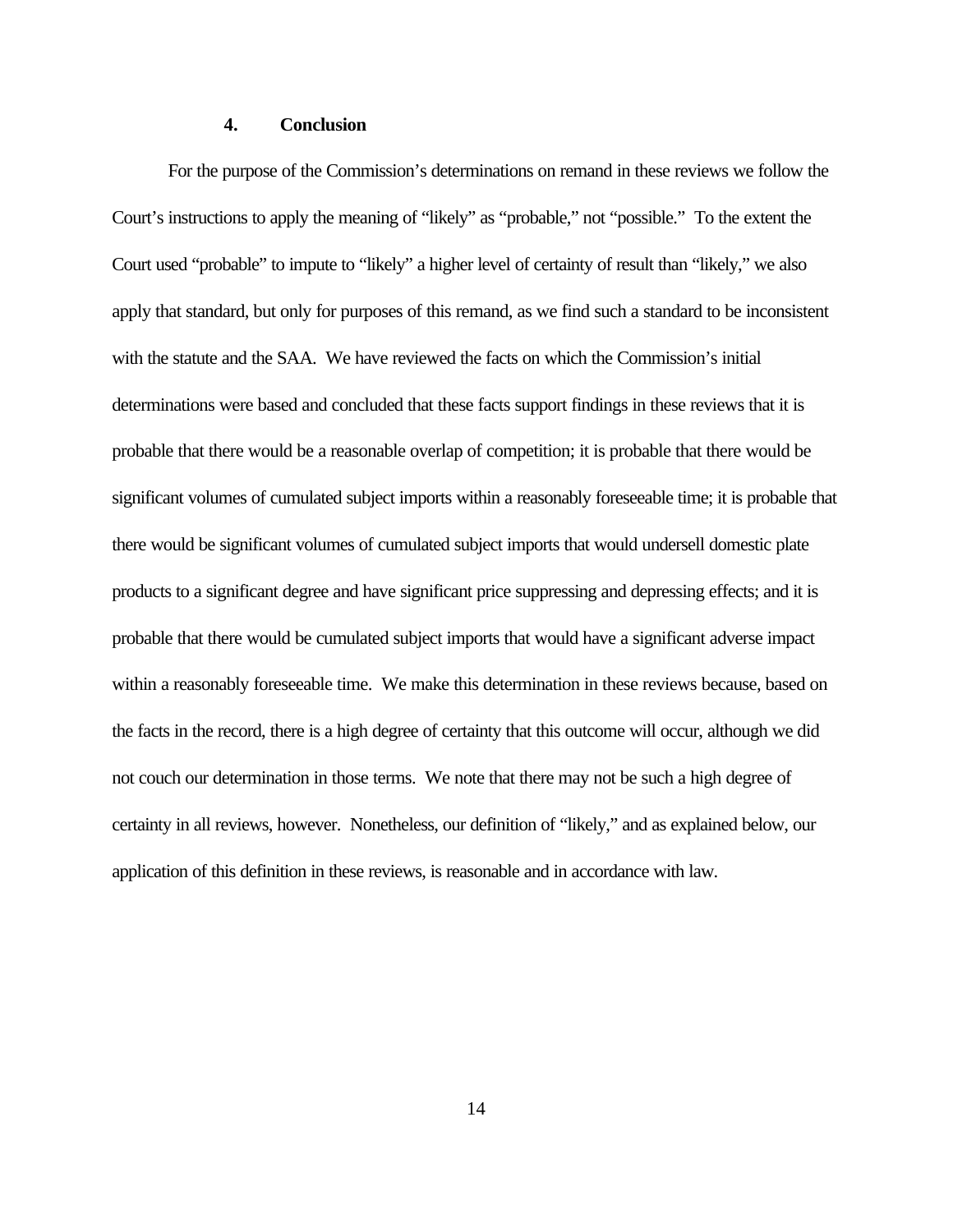#### 4. Conclusion

For the purpose of the Commission's determinations on remand in these reviews we follow the Court's instructions to apply the meaning of "likely" as "probable," not "possible." To the extent the Court used "probable" to impute to "likely" a higher level of certainty of result than "likely," we also apply that standard, but only for purposes of this remand, as we find such a standard to be inconsistent with the statute and the SAA. We have reviewed the facts on which the Commission's initial determinations were based and concluded that these facts support findings in these reviews that it is probable that there would be a reasonable overlap of competition; it is probable that there would be significant volumes of cumulated subject imports within a reasonably foreseeable time; it is probable that there would be significant volumes of cumulated subject imports that would undersell domestic plate products to a significant degree and have significant price suppressing and depressing effects; and it is probable that there would be cumulated subject imports that would have a significant adverse impact within a reasonably foreseeable time. We make this determination in these reviews because, based on the facts in the record, there is a high degree of certainty that this outcome will occur, although we did not couch our determination in those terms. We note that there may not be such a high degree of certainty in all reviews, however. Nonetheless, our definition of "likely," and as explained below, our application of this definition in these reviews, is reasonable and in accordance with law.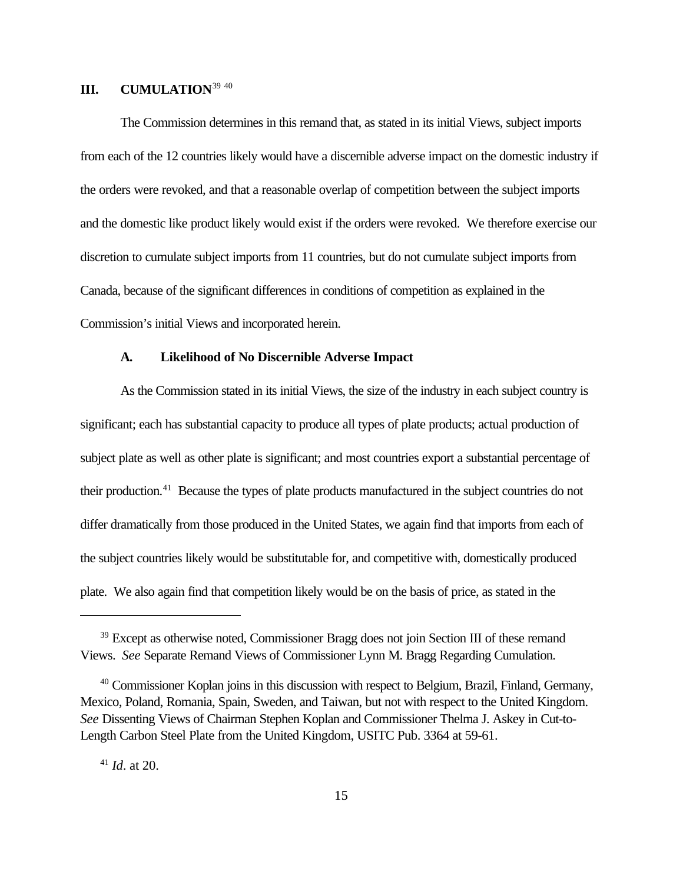## III. CUMULATION[39] [40]

The Commission determines in this remand that, as stated in its initial Views, subject imports from each of the 12 countries likely would have a discernible adverse impact on the domestic industry if the orders were revoked, and that a reasonable overlap of competition between the subject imports and the domestic like product likely would exist if the orders were revoked. We therefore exercise our discretion to cumulate subject imports from 11 countries, but do not cumulate subject imports from Canada, because of the significant differences in conditions of competition as explained in the Commission's initial Views and incorporated herein.

### A. Likelihood of No Discernible Adverse Impact

As the Commission stated in its initial Views, the size of the industry in each subject country is significant; each has substantial capacity to produce all types of plate products; actual production of subject plate as well as other plate is significant; and most countries export a substantial percentage of their production.[41] Because the types of plate products manufactured in the subject countries do not differ dramatically from those produced in the United States, we again find that imports from each of the subject countries likely would be substitutable for, and competitive with, domestically produced plate. We also again find that competition likely would be on the basis of price, as stated in the

---

[39] Except as otherwise noted, Commissioner Bragg does not join Section III of these remand Views. *See* Separate Remand Views of Commissioner Lynn M. Bragg Regarding Cumulation.

[40] Commissioner Koplan joins in this discussion with respect to Belgium, Brazil, Finland, Germany, Mexico, Poland, Romania, Spain, Sweden, and Taiwan, but not with respect to the United Kingdom. *See* Dissenting Views of Chairman Stephen Koplan and Commissioner Thelma J. Askey in Cut-to-Length Carbon Steel Plate from the United Kingdom, USITC Pub. 3364 at 59-61.

[41] *Id*. at 20.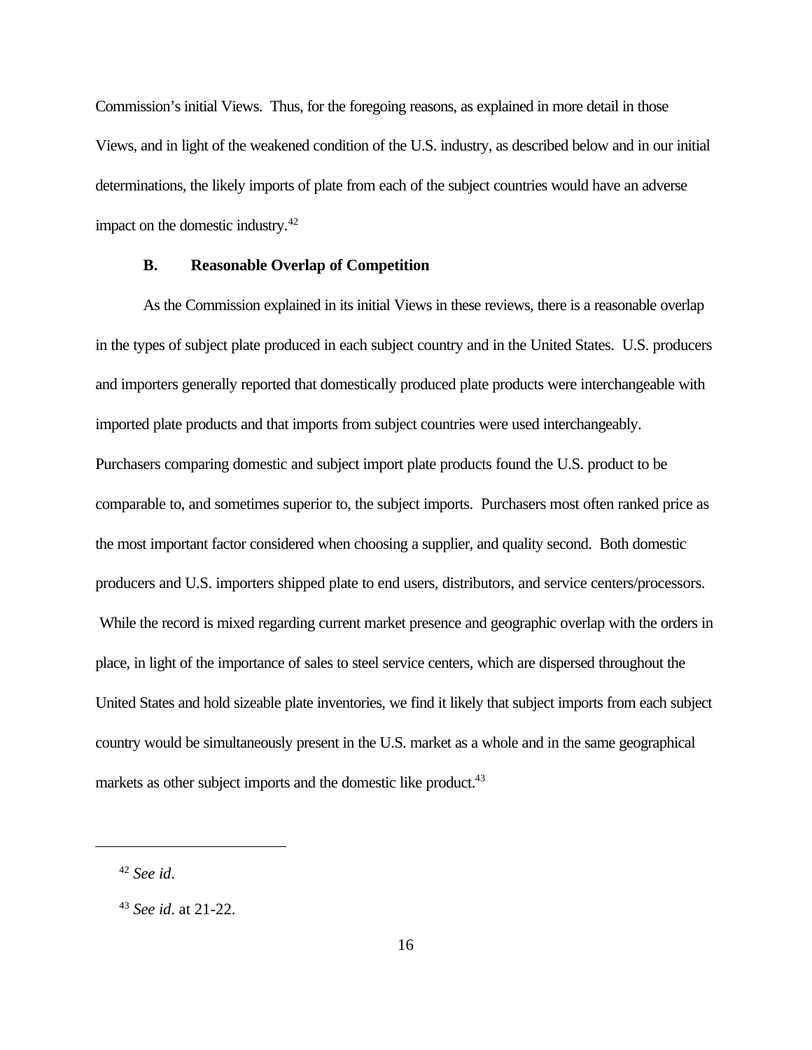Commission's initial Views. Thus, for the foregoing reasons, as explained in more detail in those Views, and in light of the weakened condition of the U.S. industry, as described below and in our initial determinations, the likely imports of plate from each of the subject countries would have an adverse impact on the domestic industry.[42]

### B. Reasonable Overlap of Competition

As the Commission explained in its initial Views in these reviews, there is a reasonable overlap in the types of subject plate produced in each subject country and in the United States. U.S. producers and importers generally reported that domestically produced plate products were interchangeable with imported plate products and that imports from subject countries were used interchangeably. Purchasers comparing domestic and subject import plate products found the U.S. product to be comparable to, and sometimes superior to, the subject imports. Purchasers most often ranked price as the most important factor considered when choosing a supplier, and quality second. Both domestic producers and U.S. importers shipped plate to end users, distributors, and service centers/processors. While the record is mixed regarding current market presence and geographic overlap with the orders in place, in light of the importance of sales to steel service centers, which are dispersed throughout the United States and hold sizeable plate inventories, we find it likely that subject imports from each subject country would be simultaneously present in the U.S. market as a whole and in the same geographical markets as other subject imports and the domestic like product.[43]

---

[42] *See id*.

[43] *See id*. at 21-22.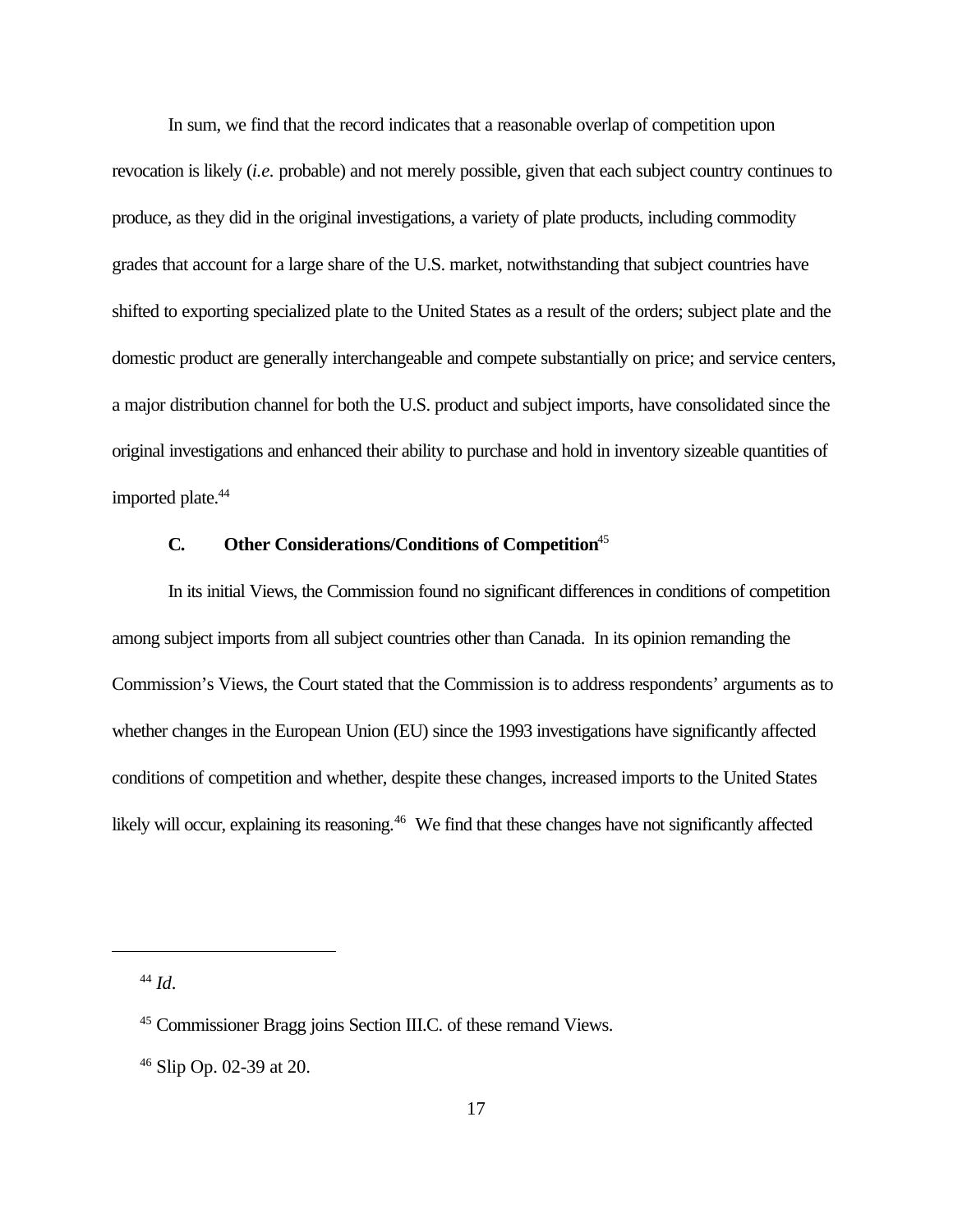In sum, we find that the record indicates that a reasonable overlap of competition upon revocation is likely (*i.e.* probable) and not merely possible, given that each subject country continues to produce, as they did in the original investigations, a variety of plate products, including commodity grades that account for a large share of the U.S. market, notwithstanding that subject countries have shifted to exporting specialized plate to the United States as a result of the orders; subject plate and the domestic product are generally interchangeable and compete substantially on price; and service centers, a major distribution channel for both the U.S. product and subject imports, have consolidated since the original investigations and enhanced their ability to purchase and hold in inventory sizeable quantities of imported plate.[44]

### C. Other Considerations/Conditions of Competition[45]

In its initial Views, the Commission found no significant differences in conditions of competition among subject imports from all subject countries other than Canada. In its opinion remanding the Commission's Views, the Court stated that the Commission is to address respondents' arguments as to whether changes in the European Union (EU) since the 1993 investigations have significantly affected conditions of competition and whether, despite these changes, increased imports to the United States likely will occur, explaining its reasoning.[46] We find that these changes have not significantly affected

---

[44] *Id*.

[45] Commissioner Bragg joins Section III.C. of these remand Views.

[46] Slip Op. 02-39 at 20.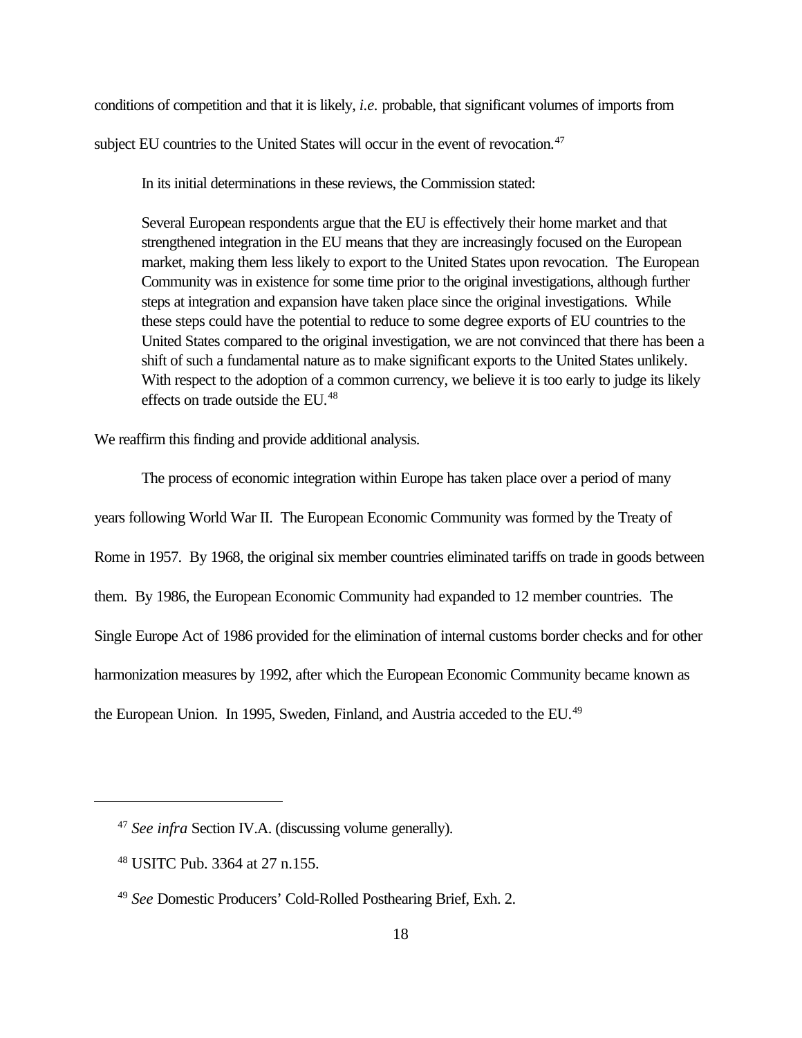conditions of competition and that it is likely, *i.e.* probable, that significant volumes of imports from subject EU countries to the United States will occur in the event of revocation.[47]

In its initial determinations in these reviews, the Commission stated:

> Several European respondents argue that the EU is effectively their home market and that strengthened integration in the EU means that they are increasingly focused on the European market, making them less likely to export to the United States upon revocation. The European Community was in existence for some time prior to the original investigations, although further steps at integration and expansion have taken place since the original investigations. While these steps could have the potential to reduce to some degree exports of EU countries to the United States compared to the original investigation, we are not convinced that there has been a shift of such a fundamental nature as to make significant exports to the United States unlikely. With respect to the adoption of a common currency, we believe it is too early to judge its likely effects on trade outside the EU.[48]

We reaffirm this finding and provide additional analysis.

The process of economic integration within Europe has taken place over a period of many years following World War II. The European Economic Community was formed by the Treaty of Rome in 1957. By 1968, the original six member countries eliminated tariffs on trade in goods between them. By 1986, the European Economic Community had expanded to 12 member countries. The Single Europe Act of 1986 provided for the elimination of internal customs border checks and for other harmonization measures by 1992, after which the European Economic Community became known as the European Union. In 1995, Sweden, Finland, and Austria acceded to the EU.[49]

---

[47] *See infra* Section IV.A. (discussing volume generally).

[48] USITC Pub. 3364 at 27 n.155.

[49] *See* Domestic Producers' Cold-Rolled Posthearing Brief, Exh. 2.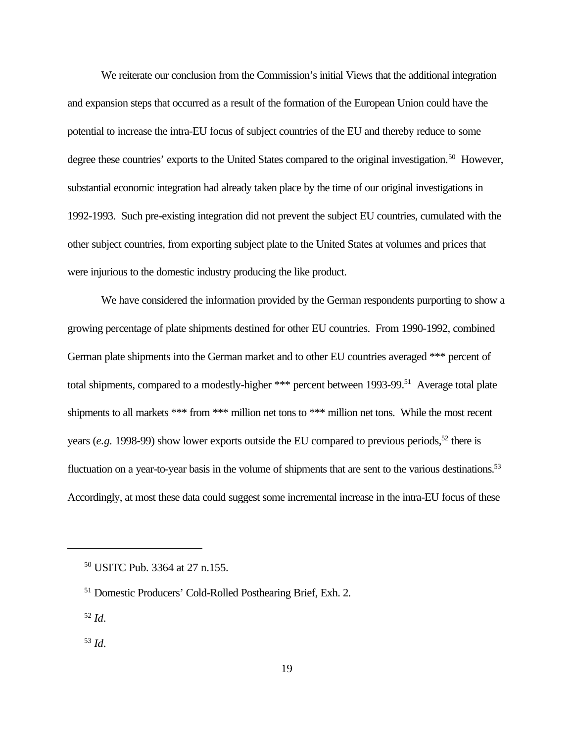We reiterate our conclusion from the Commission's initial Views that the additional integration and expansion steps that occurred as a result of the formation of the European Union could have the potential to increase the intra-EU focus of subject countries of the EU and thereby reduce to some degree these countries' exports to the United States compared to the original investigation.[50] However, substantial economic integration had already taken place by the time of our original investigations in 1992-1993. Such pre-existing integration did not prevent the subject EU countries, cumulated with the other subject countries, from exporting subject plate to the United States at volumes and prices that were injurious to the domestic industry producing the like product.

We have considered the information provided by the German respondents purporting to show a growing percentage of plate shipments destined for other EU countries. From 1990-1992, combined German plate shipments into the German market and to other EU countries averaged *** percent of total shipments, compared to a modestly-higher *** percent between 1993-99.[51] Average total plate shipments to all markets *** from *** million net tons to *** million net tons. While the most recent years (*e.g.* 1998-99) show lower exports outside the EU compared to previous periods,[52] there is fluctuation on a year-to-year basis in the volume of shipments that are sent to the various destinations.[53] Accordingly, at most these data could suggest some incremental increase in the intra-EU focus of these

---

[50] USITC Pub. 3364 at 27 n.155.

[51] Domestic Producers' Cold-Rolled Posthearing Brief, Exh. 2.

[52] *Id*.

[53] *Id*.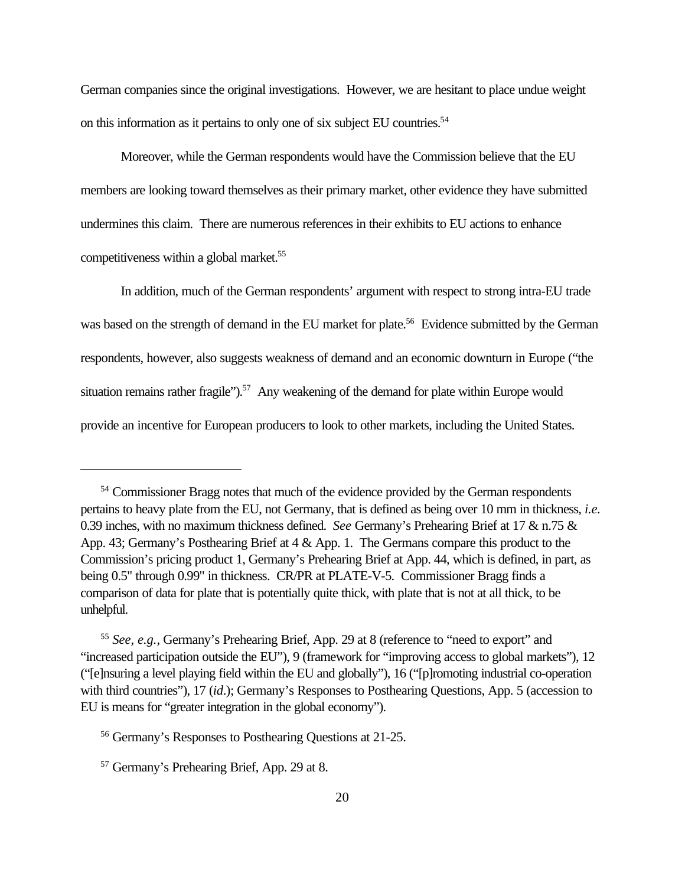German companies since the original investigations. However, we are hesitant to place undue weight on this information as it pertains to only one of six subject EU countries.[54]

Moreover, while the German respondents would have the Commission believe that the EU members are looking toward themselves as their primary market, other evidence they have submitted undermines this claim. There are numerous references in their exhibits to EU actions to enhance competitiveness within a global market.[55]

In addition, much of the German respondents' argument with respect to strong intra-EU trade was based on the strength of demand in the EU market for plate.[56] Evidence submitted by the German respondents, however, also suggests weakness of demand and an economic downturn in Europe ("the situation remains rather fragile").[57] Any weakening of the demand for plate within Europe would provide an incentive for European producers to look to other markets, including the United States.

---

[54] Commissioner Bragg notes that much of the evidence provided by the German respondents pertains to heavy plate from the EU, not Germany, that is defined as being over 10 mm in thickness, *i.e.* 0.39 inches, with no maximum thickness defined. *See* Germany's Prehearing Brief at 17 & n.75 & App. 43; Germany's Posthearing Brief at 4 & App. 1. The Germans compare this product to the Commission's pricing product 1, Germany's Prehearing Brief at App. 44, which is defined, in part, as being 0.5" through 0.99" in thickness. CR/PR at PLATE-V-5. Commissioner Bragg finds a comparison of data for plate that is potentially quite thick, with plate that is not at all thick, to be unhelpful.

[55] *See, e.g.*, Germany's Prehearing Brief, App. 29 at 8 (reference to "need to export" and "increased participation outside the EU"), 9 (framework for "improving access to global markets"), 12 ("[e]nsuring a level playing field within the EU and globally"), 16 ("[p]romoting industrial co-operation with third countries"), 17 (*id*.); Germany's Responses to Posthearing Questions, App. 5 (accession to EU is means for "greater integration in the global economy").

[56] Germany's Responses to Posthearing Questions at 21-25.

[57] Germany's Prehearing Brief, App. 29 at 8.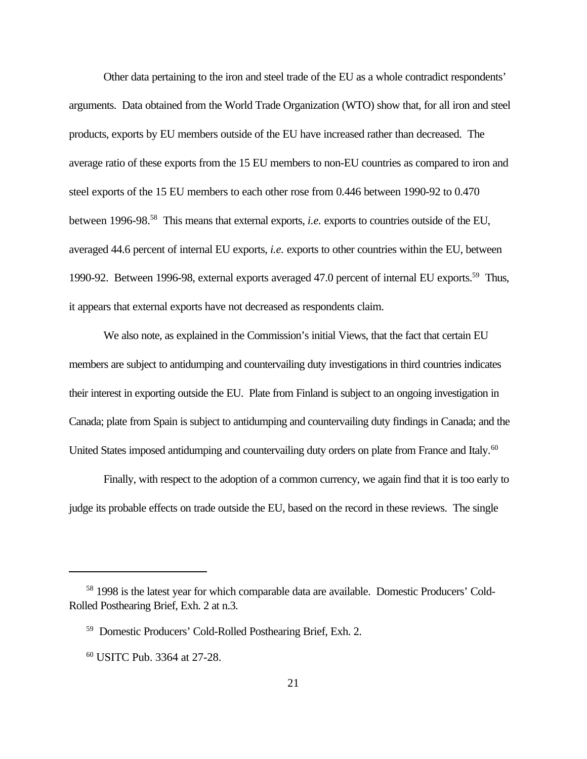Other data pertaining to the iron and steel trade of the EU as a whole contradict respondents' arguments. Data obtained from the World Trade Organization (WTO) show that, for all iron and steel products, exports by EU members outside of the EU have increased rather than decreased. The average ratio of these exports from the 15 EU members to non-EU countries as compared to iron and steel exports of the 15 EU members to each other rose from 0.446 between 1990-92 to 0.470 between 1996-98.[58] This means that external exports, *i.e.* exports to countries outside of the EU, averaged 44.6 percent of internal EU exports, *i.e.* exports to other countries within the EU, between 1990-92. Between 1996-98, external exports averaged 47.0 percent of internal EU exports.[59] Thus, it appears that external exports have not decreased as respondents claim.

We also note, as explained in the Commission's initial Views, that the fact that certain EU members are subject to antidumping and countervailing duty investigations in third countries indicates their interest in exporting outside the EU. Plate from Finland is subject to an ongoing investigation in Canada; plate from Spain is subject to antidumping and countervailing duty findings in Canada; and the United States imposed antidumping and countervailing duty orders on plate from France and Italy.[60]

Finally, with respect to the adoption of a common currency, we again find that it is too early to judge its probable effects on trade outside the EU, based on the record in these reviews. The single

---

[58] 1998 is the latest year for which comparable data are available. Domestic Producers' Cold-Rolled Posthearing Brief, Exh. 2 at n.3.

[59] Domestic Producers' Cold-Rolled Posthearing Brief, Exh. 2.

[60] USITC Pub. 3364 at 27-28.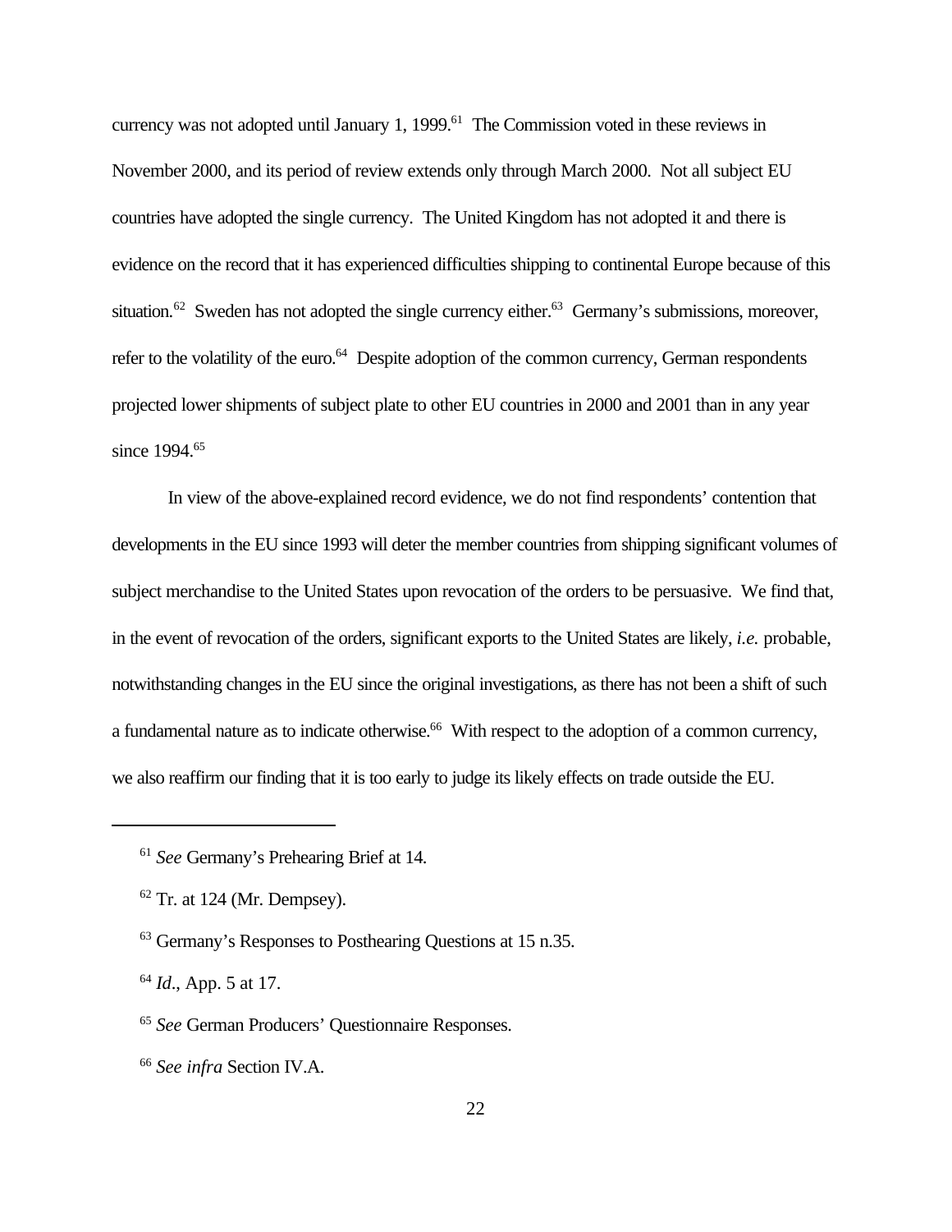currency was not adopted until January 1, 1999.[61] The Commission voted in these reviews in November 2000, and its period of review extends only through March 2000. Not all subject EU countries have adopted the single currency. The United Kingdom has not adopted it and there is evidence on the record that it has experienced difficulties shipping to continental Europe because of this situation.[62] Sweden has not adopted the single currency either.[63] Germany's submissions, moreover, refer to the volatility of the euro.[64] Despite adoption of the common currency, German respondents projected lower shipments of subject plate to other EU countries in 2000 and 2001 than in any year since 1994.[65]

In view of the above-explained record evidence, we do not find respondents' contention that developments in the EU since 1993 will deter the member countries from shipping significant volumes of subject merchandise to the United States upon revocation of the orders to be persuasive. We find that, in the event of revocation of the orders, significant exports to the United States are likely, *i.e.* probable, notwithstanding changes in the EU since the original investigations, as there has not been a shift of such a fundamental nature as to indicate otherwise.[66] With respect to the adoption of a common currency, we also reaffirm our finding that it is too early to judge its likely effects on trade outside the EU.

---

[61] *See* Germany's Prehearing Brief at 14.

[62] Tr. at 124 (Mr. Dempsey).

[63] Germany's Responses to Posthearing Questions at 15 n.35.

[64] *Id*., App. 5 at 17.

[65] *See* German Producers' Questionnaire Responses.

[66] *See infra* Section IV.A.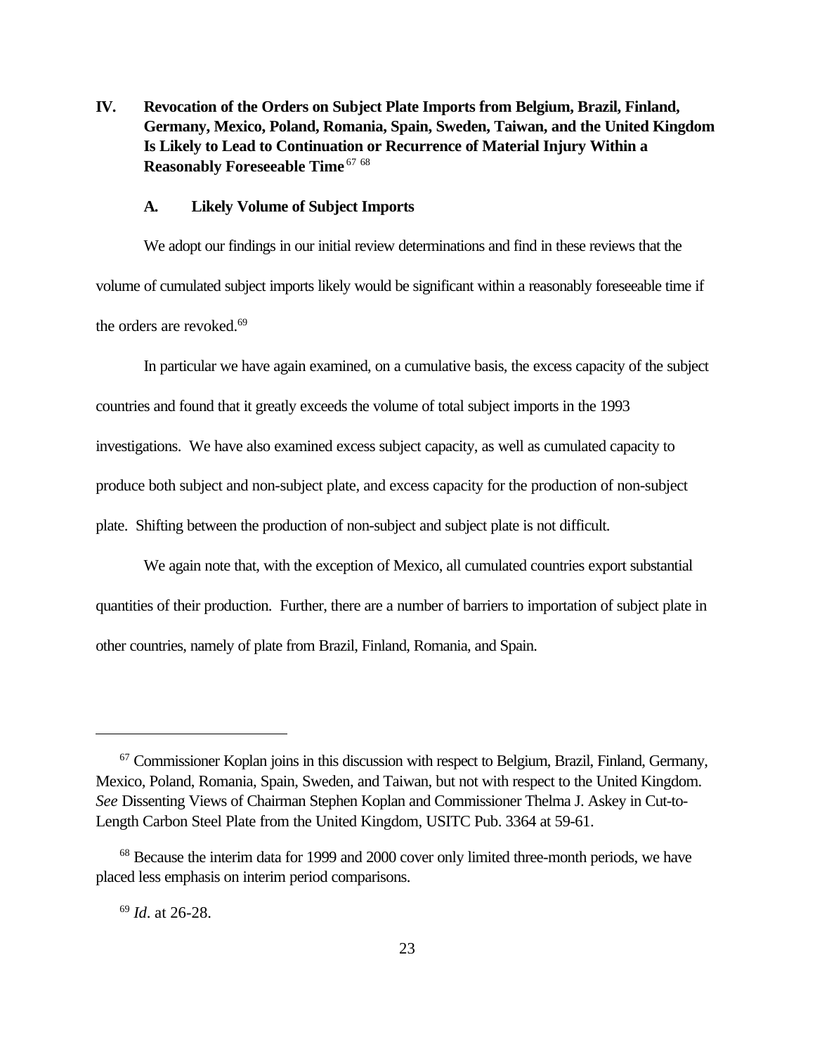## IV. Revocation of the Orders on Subject Plate Imports from Belgium, Brazil, Finland, Germany, Mexico, Poland, Romania, Spain, Sweden, Taiwan, and the United Kingdom Is Likely to Lead to Continuation or Recurrence of Material Injury Within a Reasonably Foreseeable Time[67] [68]

### A. Likely Volume of Subject Imports

We adopt our findings in our initial review determinations and find in these reviews that the volume of cumulated subject imports likely would be significant within a reasonably foreseeable time if the orders are revoked.[69]

In particular we have again examined, on a cumulative basis, the excess capacity of the subject countries and found that it greatly exceeds the volume of total subject imports in the 1993 investigations. We have also examined excess subject capacity, as well as cumulated capacity to produce both subject and non-subject plate, and excess capacity for the production of non-subject plate. Shifting between the production of non-subject and subject plate is not difficult.

We again note that, with the exception of Mexico, all cumulated countries export substantial quantities of their production. Further, there are a number of barriers to importation of subject plate in other countries, namely of plate from Brazil, Finland, Romania, and Spain.

---

[67] Commissioner Koplan joins in this discussion with respect to Belgium, Brazil, Finland, Germany, Mexico, Poland, Romania, Spain, Sweden, and Taiwan, but not with respect to the United Kingdom. *See* Dissenting Views of Chairman Stephen Koplan and Commissioner Thelma J. Askey in Cut-to-Length Carbon Steel Plate from the United Kingdom, USITC Pub. 3364 at 59-61.

[68] Because the interim data for 1999 and 2000 cover only limited three-month periods, we have placed less emphasis on interim period comparisons.

[69] *Id*. at 26-28.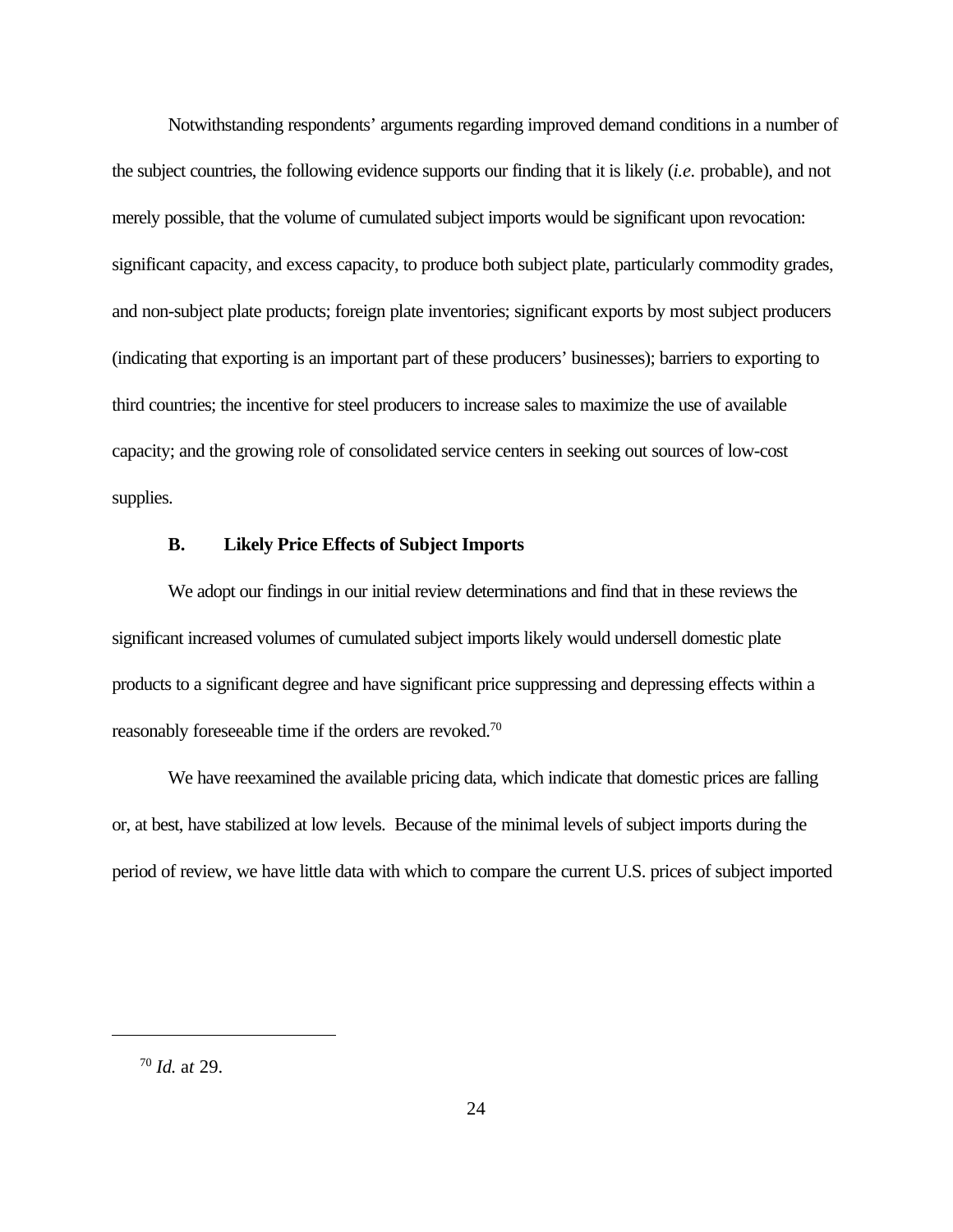Notwithstanding respondents' arguments regarding improved demand conditions in a number of the subject countries, the following evidence supports our finding that it is likely (*i.e.* probable), and not merely possible, that the volume of cumulated subject imports would be significant upon revocation: significant capacity, and excess capacity, to produce both subject plate, particularly commodity grades, and non-subject plate products; foreign plate inventories; significant exports by most subject producers (indicating that exporting is an important part of these producers' businesses); barriers to exporting to third countries; the incentive for steel producers to increase sales to maximize the use of available capacity; and the growing role of consolidated service centers in seeking out sources of low-cost supplies.

### B. Likely Price Effects of Subject Imports

We adopt our findings in our initial review determinations and find that in these reviews the significant increased volumes of cumulated subject imports likely would undersell domestic plate products to a significant degree and have significant price suppressing and depressing effects within a reasonably foreseeable time if the orders are revoked.[70]

We have reexamined the available pricing data, which indicate that domestic prices are falling or, at best, have stabilized at low levels. Because of the minimal levels of subject imports during the period of review, we have little data with which to compare the current U.S. prices of subject imported

---

[70] *Id.* at 29.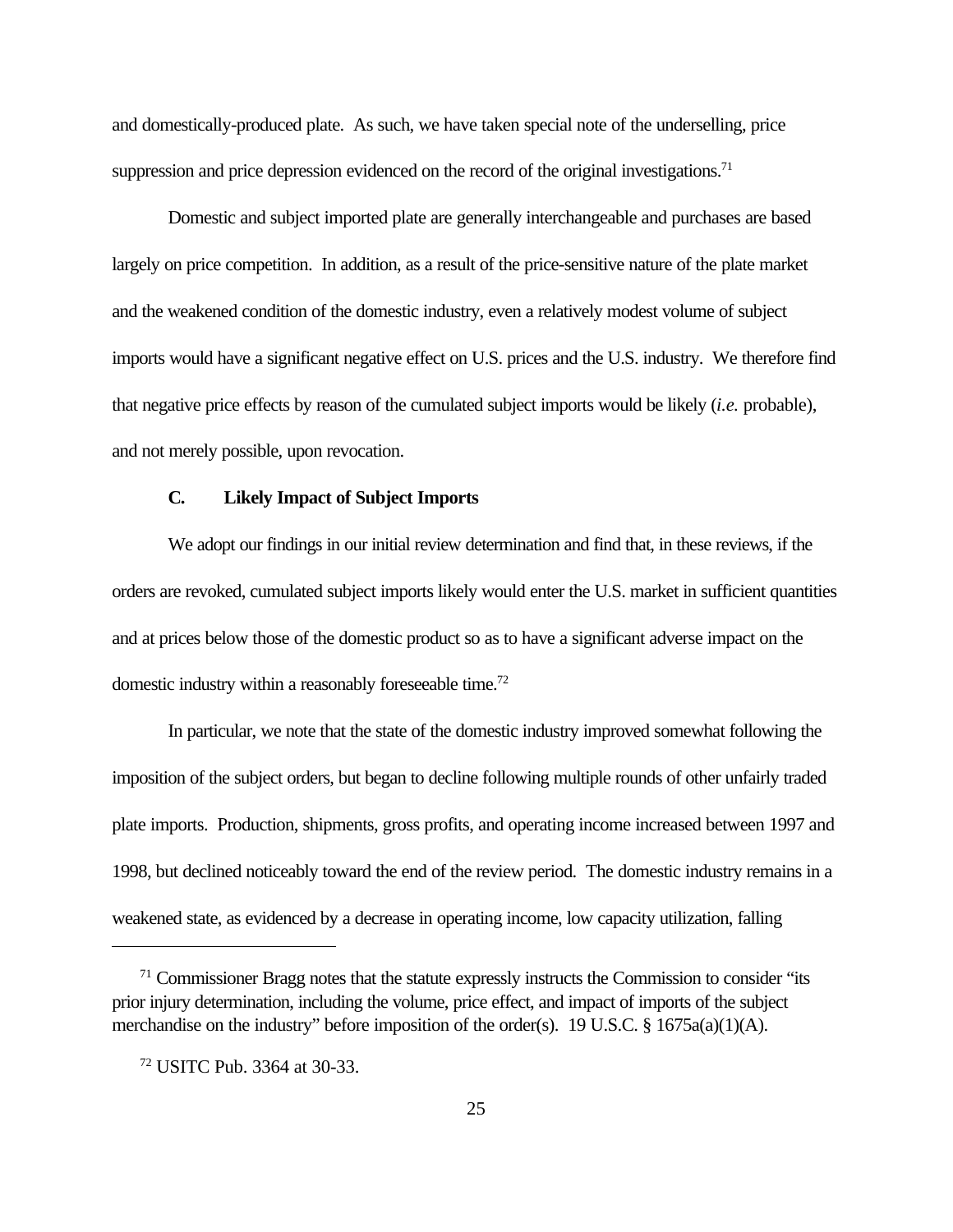and domestically-produced plate. As such, we have taken special note of the underselling, price suppression and price depression evidenced on the record of the original investigations.[71]

Domestic and subject imported plate are generally interchangeable and purchases are based largely on price competition. In addition, as a result of the price-sensitive nature of the plate market and the weakened condition of the domestic industry, even a relatively modest volume of subject imports would have a significant negative effect on U.S. prices and the U.S. industry. We therefore find that negative price effects by reason of the cumulated subject imports would be likely (*i.e.* probable), and not merely possible, upon revocation.

### C. Likely Impact of Subject Imports

We adopt our findings in our initial review determination and find that, in these reviews, if the orders are revoked, cumulated subject imports likely would enter the U.S. market in sufficient quantities and at prices below those of the domestic product so as to have a significant adverse impact on the domestic industry within a reasonably foreseeable time.[72]

In particular, we note that the state of the domestic industry improved somewhat following the imposition of the subject orders, but began to decline following multiple rounds of other unfairly traded plate imports. Production, shipments, gross profits, and operating income increased between 1997 and 1998, but declined noticeably toward the end of the review period. The domestic industry remains in a weakened state, as evidenced by a decrease in operating income, low capacity utilization, falling

[71] Commissioner Bragg notes that the statute expressly instructs the Commission to consider "its prior injury determination, including the volume, price effect, and impact of imports of the subject merchandise on the industry" before imposition of the order(s). 19 U.S.C. § 1675a(a)(1)(A).

[72] USITC Pub. 3364 at 30-33.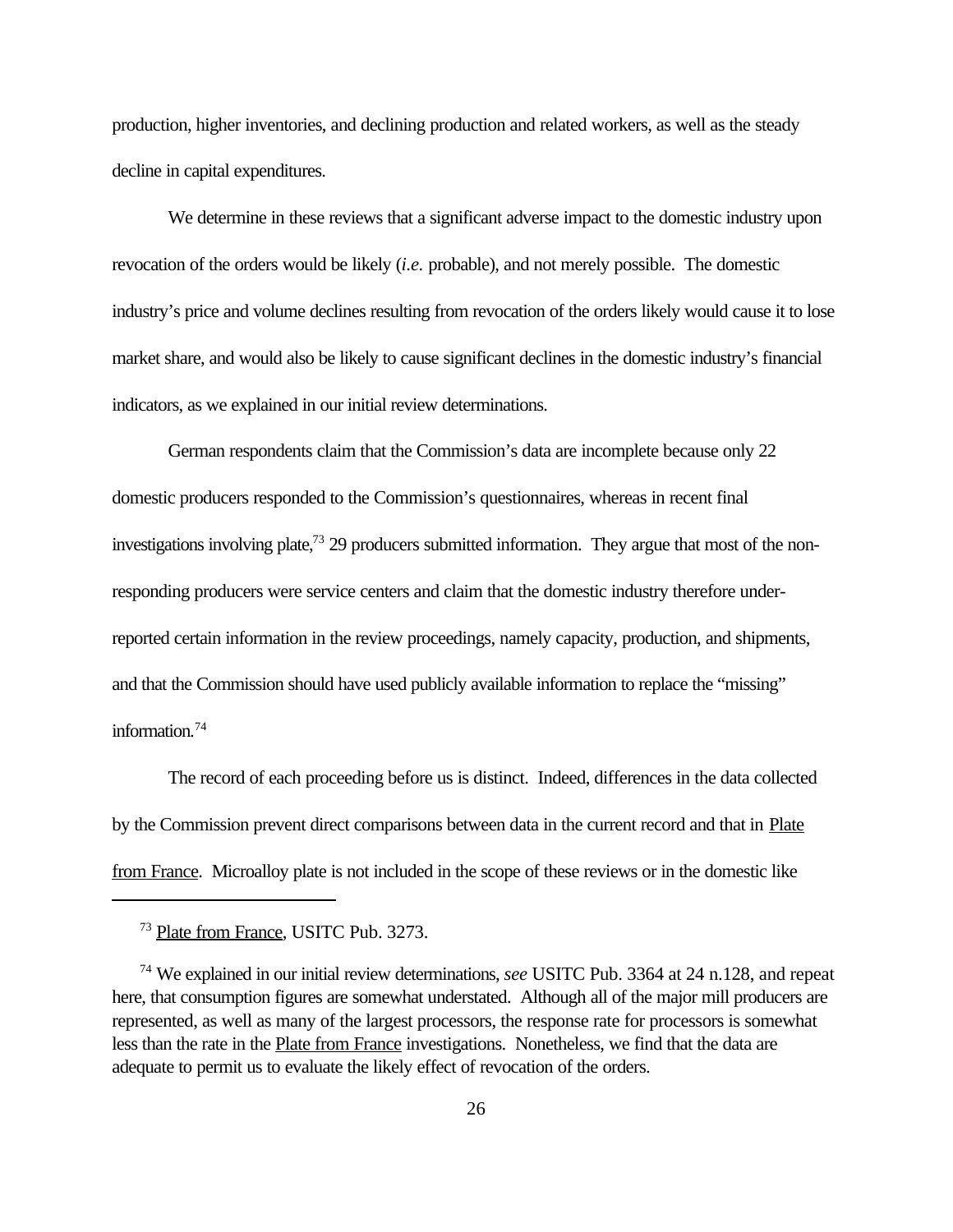production, higher inventories, and declining production and related workers, as well as the steady decline in capital expenditures.

We determine in these reviews that a significant adverse impact to the domestic industry upon revocation of the orders would be likely (*i.e.* probable), and not merely possible. The domestic industry's price and volume declines resulting from revocation of the orders likely would cause it to lose market share, and would also be likely to cause significant declines in the domestic industry's financial indicators, as we explained in our initial review determinations.

German respondents claim that the Commission's data are incomplete because only 22 domestic producers responded to the Commission's questionnaires, whereas in recent final investigations involving plate,[73] 29 producers submitted information. They argue that most of the non-responding producers were service centers and claim that the domestic industry therefore under-reported certain information in the review proceedings, namely capacity, production, and shipments, and that the Commission should have used publicly available information to replace the "missing" information.[74]

The record of each proceeding before us is distinct. Indeed, differences in the data collected by the Commission prevent direct comparisons between data in the current record and that in Plate from France. Microalloy plate is not included in the scope of these reviews or in the domestic like

---

[73] Plate from France, USITC Pub. 3273.

[74] We explained in our initial review determinations, *see* USITC Pub. 3364 at 24 n.128, and repeat here, that consumption figures are somewhat understated. Although all of the major mill producers are represented, as well as many of the largest processors, the response rate for processors is somewhat less than the rate in the Plate from France investigations. Nonetheless, we find that the data are adequate to permit us to evaluate the likely effect of revocation of the orders.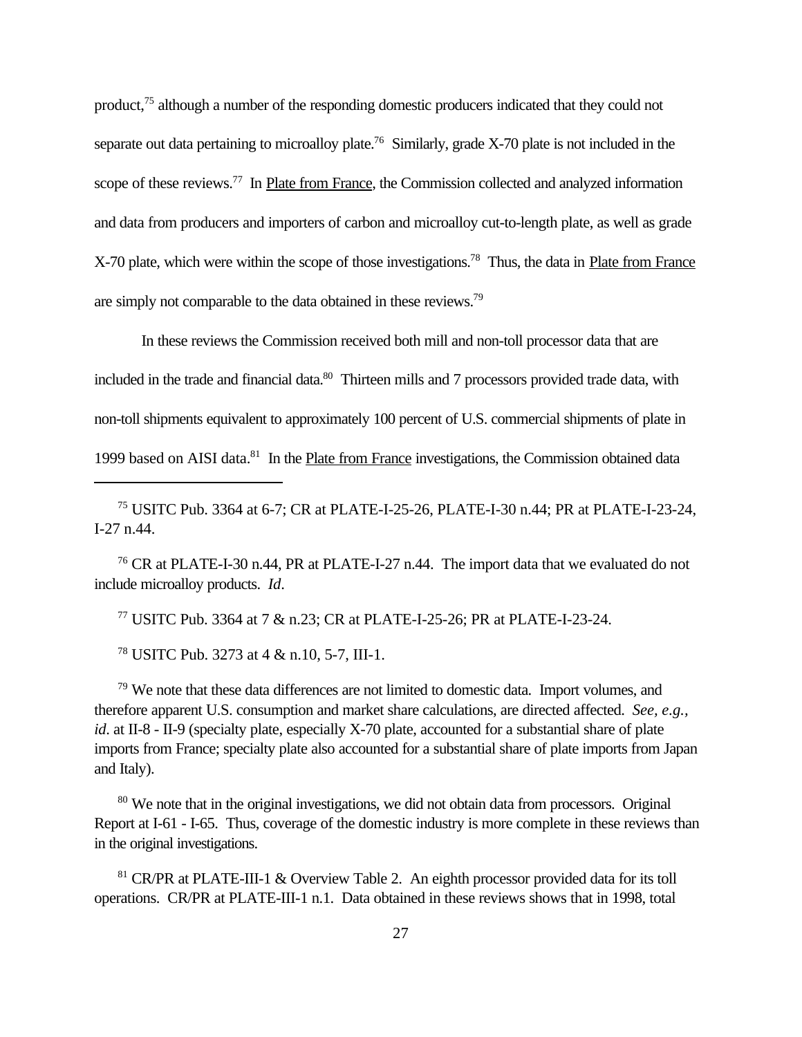product,[75] although a number of the responding domestic producers indicated that they could not separate out data pertaining to microalloy plate.[76] Similarly, grade X-70 plate is not included in the scope of these reviews.[77] In Plate from France, the Commission collected and analyzed information and data from producers and importers of carbon and microalloy cut-to-length plate, as well as grade X-70 plate, which were within the scope of those investigations.[78] Thus, the data in Plate from France are simply not comparable to the data obtained in these reviews.[79]

In these reviews the Commission received both mill and non-toll processor data that are included in the trade and financial data.[80] Thirteen mills and 7 processors provided trade data, with non-toll shipments equivalent to approximately 100 percent of U.S. commercial shipments of plate in 1999 based on AISI data.[81] In the Plate from France investigations, the Commission obtained data

---

[75] USITC Pub. 3364 at 6-7; CR at PLATE-I-25-26, PLATE-I-30 n.44; PR at PLATE-I-23-24, I-27 n.44.

[76] CR at PLATE-I-30 n.44, PR at PLATE-I-27 n.44. The import data that we evaluated do not include microalloy products. *Id*.

[77] USITC Pub. 3364 at 7 & n.23; CR at PLATE-I-25-26; PR at PLATE-I-23-24.

[78] USITC Pub. 3273 at 4 & n.10, 5-7, III-1.

[79] We note that these data differences are not limited to domestic data. Import volumes, and therefore apparent U.S. consumption and market share calculations, are directed affected. *See, e.g., id*. at II-8 - II-9 (specialty plate, especially X-70 plate, accounted for a substantial share of plate imports from France; specialty plate also accounted for a substantial share of plate imports from Japan and Italy).

[80] We note that in the original investigations, we did not obtain data from processors. Original Report at I-61 - I-65. Thus, coverage of the domestic industry is more complete in these reviews than in the original investigations.

[81] CR/PR at PLATE-III-1 & Overview Table 2. An eighth processor provided data for its toll operations. CR/PR at PLATE-III-1 n.1. Data obtained in these reviews shows that in 1998, total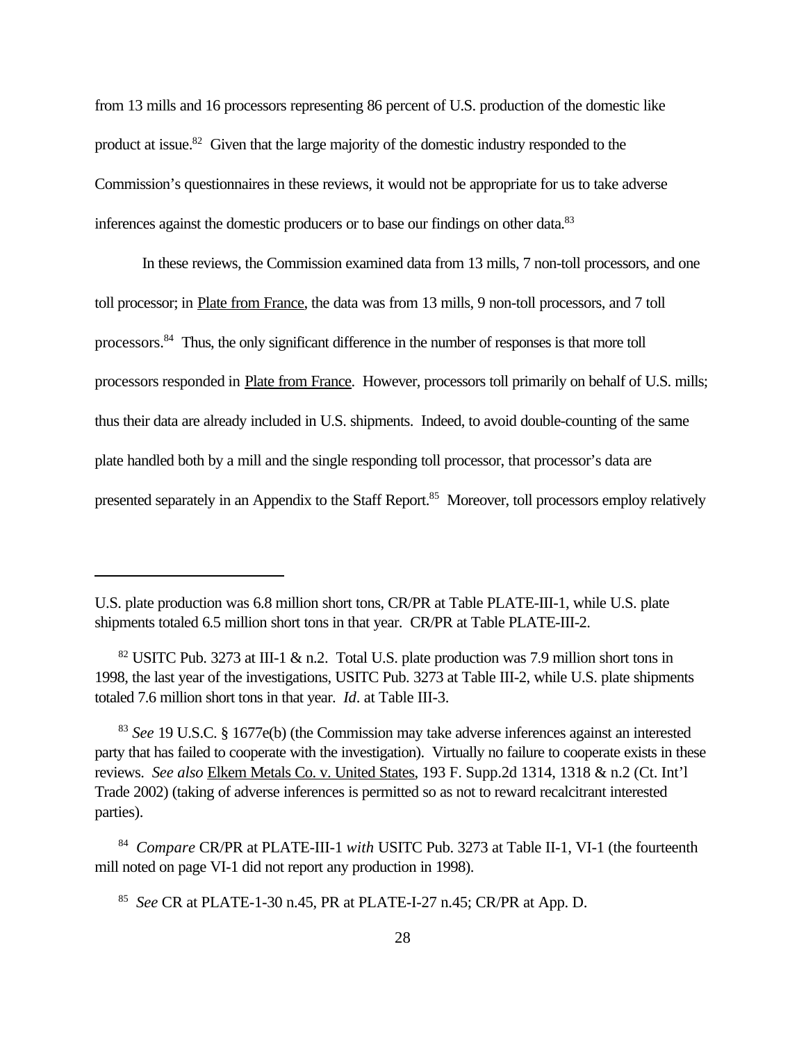from 13 mills and 16 processors representing 86 percent of U.S. production of the domestic like product at issue.[82] Given that the large majority of the domestic industry responded to the Commission's questionnaires in these reviews, it would not be appropriate for us to take adverse inferences against the domestic producers or to base our findings on other data.[83]

In these reviews, the Commission examined data from 13 mills, 7 non-toll processors, and one toll processor; in Plate from France, the data was from 13 mills, 9 non-toll processors, and 7 toll processors.[84] Thus, the only significant difference in the number of responses is that more toll processors responded in Plate from France. However, processors toll primarily on behalf of U.S. mills; thus their data are already included in U.S. shipments. Indeed, to avoid double-counting of the same plate handled both by a mill and the single responding toll processor, that processor's data are presented separately in an Appendix to the Staff Report.[85] Moreover, toll processors employ relatively

---

U.S. plate production was 6.8 million short tons, CR/PR at Table PLATE-III-1, while U.S. plate shipments totaled 6.5 million short tons in that year. CR/PR at Table PLATE-III-2.

[82] USITC Pub. 3273 at III-1 & n.2. Total U.S. plate production was 7.9 million short tons in 1998, the last year of the investigations, USITC Pub. 3273 at Table III-2, while U.S. plate shipments totaled 7.6 million short tons in that year. *Id*. at Table III-3.

[83] *See* 19 U.S.C. § 1677e(b) (the Commission may take adverse inferences against an interested party that has failed to cooperate with the investigation). Virtually no failure to cooperate exists in these reviews. *See also* Elkem Metals Co. v. United States, 193 F. Supp.2d 1314, 1318 & n.2 (Ct. Int'l Trade 2002) (taking of adverse inferences is permitted so as not to reward recalcitrant interested parties).

[84] *Compare* CR/PR at PLATE-III-1 *with* USITC Pub. 3273 at Table II-1, VI-1 (the fourteenth mill noted on page VI-1 did not report any production in 1998).

[85] *See* CR at PLATE-1-30 n.45, PR at PLATE-I-27 n.45; CR/PR at App. D.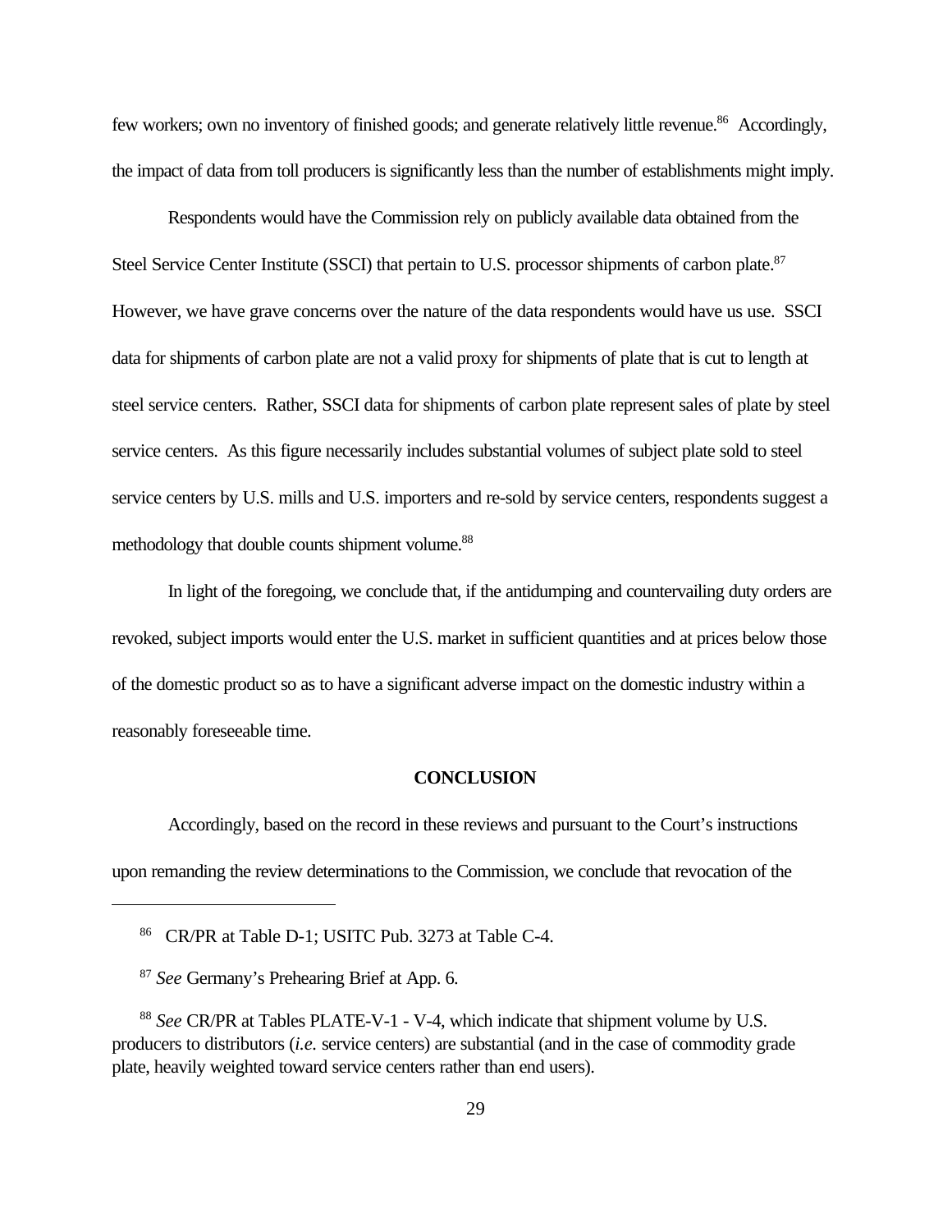few workers; own no inventory of finished goods; and generate relatively little revenue.[86] Accordingly, the impact of data from toll producers is significantly less than the number of establishments might imply.

Respondents would have the Commission rely on publicly available data obtained from the Steel Service Center Institute (SSCI) that pertain to U.S. processor shipments of carbon plate.[87] However, we have grave concerns over the nature of the data respondents would have us use. SSCI data for shipments of carbon plate are not a valid proxy for shipments of plate that is cut to length at steel service centers. Rather, SSCI data for shipments of carbon plate represent sales of plate by steel service centers. As this figure necessarily includes substantial volumes of subject plate sold to steel service centers by U.S. mills and U.S. importers and re-sold by service centers, respondents suggest a methodology that double counts shipment volume.[88]

In light of the foregoing, we conclude that, if the antidumping and countervailing duty orders are revoked, subject imports would enter the U.S. market in sufficient quantities and at prices below those of the domestic product so as to have a significant adverse impact on the domestic industry within a reasonably foreseeable time.

## CONCLUSION

Accordingly, based on the record in these reviews and pursuant to the Court's instructions upon remanding the review determinations to the Commission, we conclude that revocation of the

---

[86] CR/PR at Table D-1; USITC Pub. 3273 at Table C-4.

[87] *See* Germany's Prehearing Brief at App. 6.

[88] *See* CR/PR at Tables PLATE-V-1 - V-4, which indicate that shipment volume by U.S. producers to distributors (*i.e.* service centers) are substantial (and in the case of commodity grade plate, heavily weighted toward service centers rather than end users).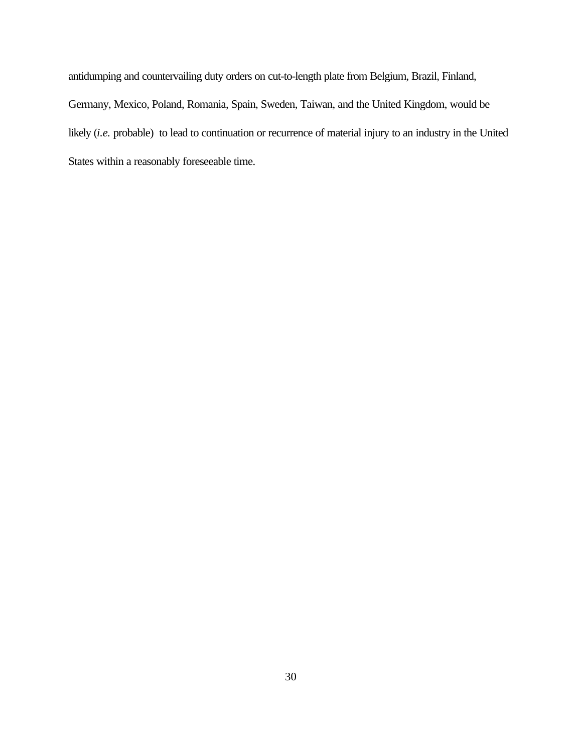antidumping and countervailing duty orders on cut-to-length plate from Belgium, Brazil, Finland, Germany, Mexico, Poland, Romania, Spain, Sweden, Taiwan, and the United Kingdom, would be likely (*i.e.* probable) to lead to continuation or recurrence of material injury to an industry in the United States within a reasonably foreseeable time.